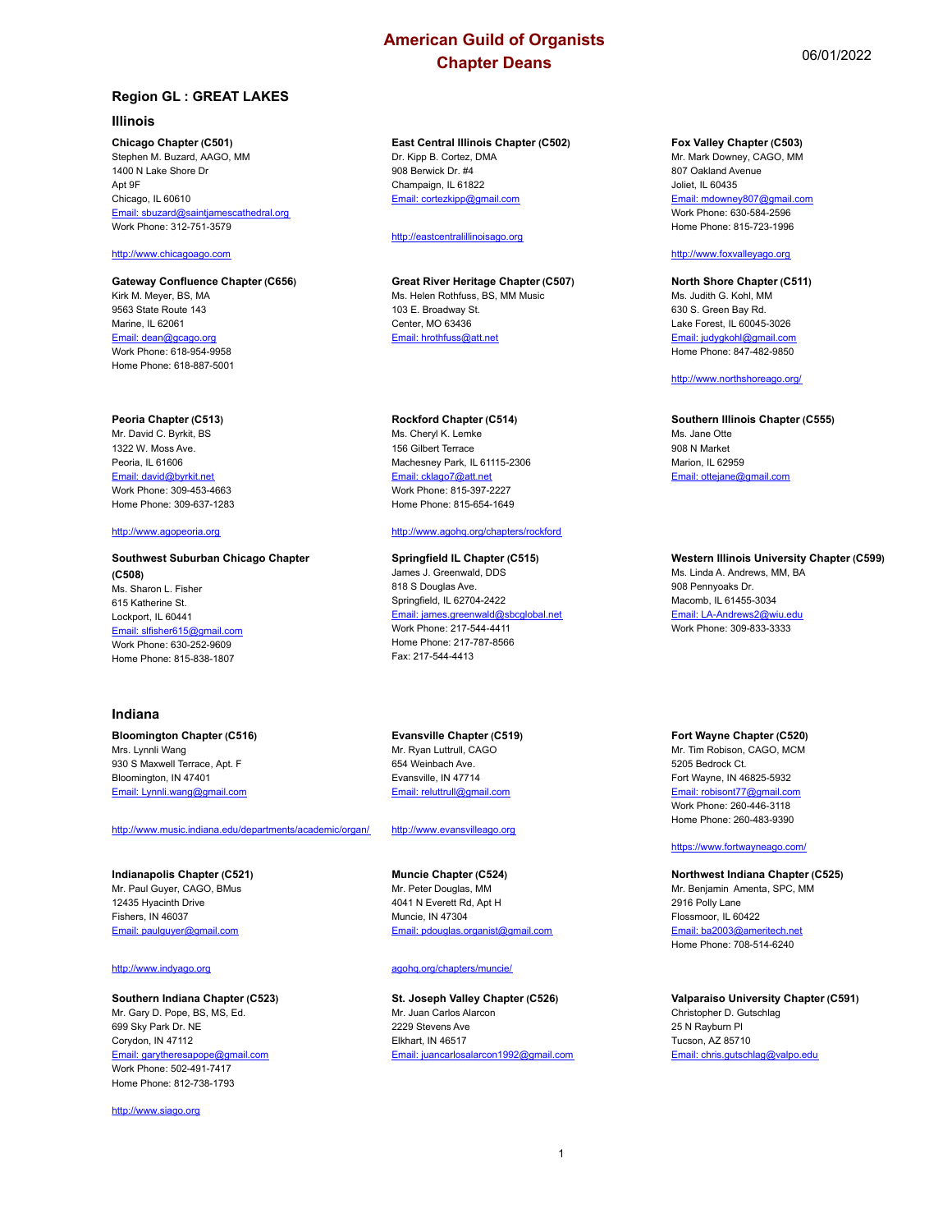# American Guild of Organists
# Chapter Deans

06/01/2022

## Region GL : GREAT LAKES

### Illinois

**Chicago Chapter (C501)**
Stephen M. Buzard, AAGO, MM
1400 N Lake Shore Dr
Apt 9F
Chicago, IL 60610
Email: sbuzard@saintjamescathedral.org
Work Phone: 312-751-3579

http://www.chicagoago.com

**East Central Illinois Chapter (C502)**
Dr. Kipp B. Cortez, DMA
908 Berwick Dr. #4
Champaign, IL 61822
Email: cortezkipp@gmail.com

http://eastcentralillinoisago.org

**Fox Valley Chapter (C503)**
Mr. Mark Downey, CAGO, MM
807 Oakland Avenue
Joliet, IL 60435
Email: mdowney807@gmail.com
Work Phone: 630-584-2596
Home Phone: 815-723-1996

http://www.foxvalleyago.org

**Gateway Confluence Chapter (C656)**
Kirk M. Meyer, BS, MA
9563 State Route 143
Marine, IL 62061
Email: dean@gcago.org
Work Phone: 618-954-9958
Home Phone: 618-887-5001

**Great River Heritage Chapter (C507)**
Ms. Helen Rothfuss, BS, MM Music
103 E. Broadway St.
Center, MO 63436
Email: hrothfuss@att.net

**North Shore Chapter (C511)**
Ms. Judith G. Kohl, MM
630 S. Green Bay Rd.
Lake Forest, IL 60045-3026
Email: judygkohl@gmail.com
Home Phone: 847-482-9850

http://www.northshoreago.org/

**Peoria Chapter (C513)**
Mr. David C. Byrkit, BS
1322 W. Moss Ave.
Peoria, IL 61606
Email: david@byrkit.net
Work Phone: 309-453-4663
Home Phone: 309-637-1283

http://www.agopeoria.org

**Rockford Chapter (C514)**
Ms. Cheryl K. Lemke
156 Gilbert Terrace
Machesney Park, IL 61115-2306
Email: cklago7@att.net
Work Phone: 815-397-2227
Home Phone: 815-654-1649

http://www.agohq.org/chapters/rockford

**Southern Illinois Chapter (C555)**
Ms. Jane Otte
908 N Market
Marion, IL 62959
Email: ottejane@gmail.com

**Southwest Suburban Chicago Chapter (C508)**
Ms. Sharon L. Fisher
615 Katherine St.
Lockport, IL 60441
Email: slfisher615@gmail.com
Work Phone: 630-252-9609
Home Phone: 815-838-1807

**Springfield IL Chapter (C515)**
James J. Greenwald, DDS
818 S Douglas Ave.
Springfield, IL 62704-2422
Email: james.greenwald@sbcglobal.net
Work Phone: 217-544-4411
Home Phone: 217-787-8566
Fax: 217-544-4413

**Western Illinois University Chapter (C599)**
Ms. Linda A. Andrews, MM, BA
908 Pennyoaks Dr.
Macomb, IL 61455-3034
Email: LA-Andrews2@wiu.edu
Work Phone: 309-833-3333

### Indiana

**Bloomington Chapter (C516)**
Mrs. Lynnli Wang
930 S Maxwell Terrace, Apt. F
Bloomington, IN 47401
Email: Lynnli.wang@gmail.com

http://www.music.indiana.edu/departments/academic/organ/

**Evansville Chapter (C519)**
Mr. Ryan Luttrull, CAGO
654 Weinbach Ave.
Evansville, IN 47714
Email: reluttrull@gmail.com

http://www.evansvilleago.org

**Fort Wayne Chapter (C520)**
Mr. Tim Robison, CAGO, MCM
5205 Bedrock Ct.
Fort Wayne, IN 46825-5932
Email: robisont77@gmail.com
Work Phone: 260-446-3118
Home Phone: 260-483-9390

https://www.fortwayneago.com/

**Indianapolis Chapter (C521)**
Mr. Paul Guyer, CAGO, BMus
12435 Hyacinth Drive
Fishers, IN 46037
Email: paulguyer@gmail.com

http://www.indyago.org

**Muncie Chapter (C524)**
Mr. Peter Douglas, MM
4041 N Everett Rd, Apt H
Muncie, IN 47304
Email: pdouglas.organist@gmail.com

agohq.org/chapters/muncie/

**Northwest Indiana Chapter (C525)**
Mr. Benjamin Amenta, SPC, MM
2916 Polly Lane
Flossmoor, IL 60422
Email: ba2003@ameritech.net
Home Phone: 708-514-6240

**Southern Indiana Chapter (C523)**
Mr. Gary D. Pope, BS, MS, Ed.
699 Sky Park Dr. NE
Corydon, IN 47112
Email: garytheresapope@gmail.com
Work Phone: 502-491-7417
Home Phone: 812-738-1793

http://www.siago.org

**St. Joseph Valley Chapter (C526)**
Mr. Juan Carlos Alarcon
2229 Stevens Ave
Elkhart, IN 46517
Email: juancarlosalarcon1992@gmail.com

**Valparaiso University Chapter (C591)**
Christopher D. Gutschlag
25 N Rayburn Pl
Tucson, AZ 85710
Email: chris.gutschlag@valpo.edu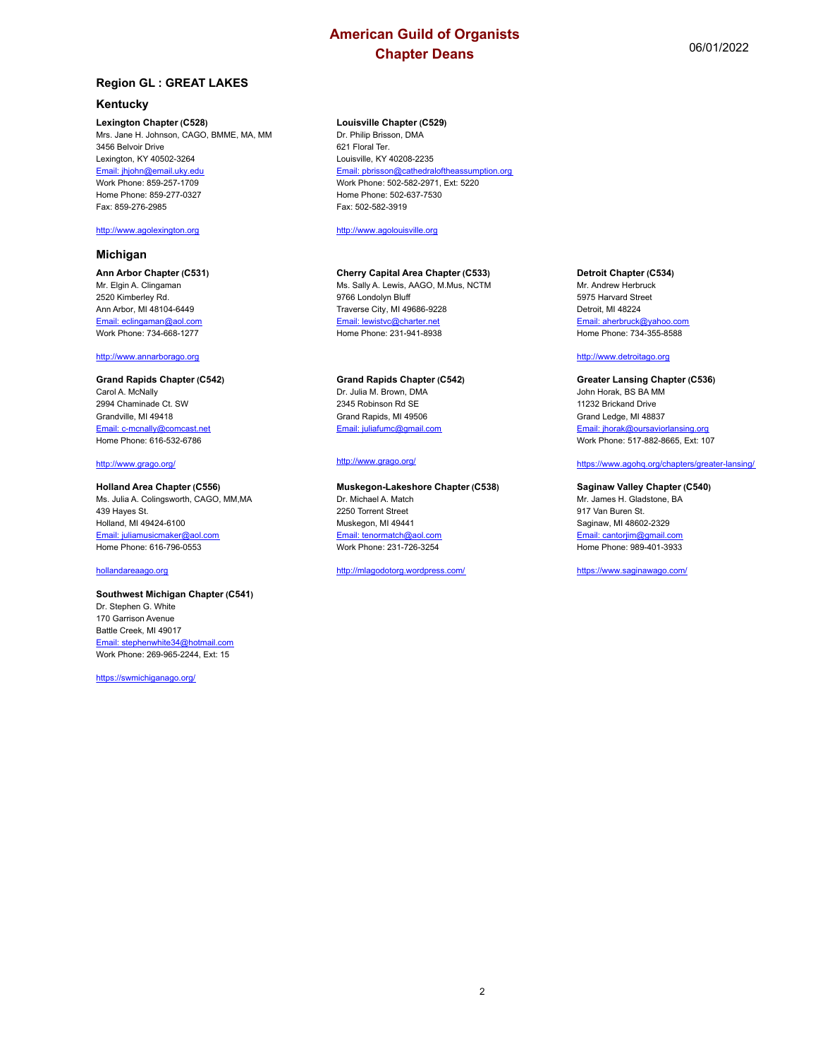# American Guild of Organists
# Chapter Deans

06/01/2022

## Region GL : GREAT LAKES

### Kentucky

**Lexington Chapter (C528)**
Mrs. Jane H. Johnson, CAGO, BMME, MA, MM
3456 Belvoir Drive
Lexington, KY 40502-3264
Email: jhjohn@email.uky.edu
Work Phone: 859-257-1709
Home Phone: 859-277-0327
Fax: 859-276-2985

http://www.agolexington.org

**Louisville Chapter (C529)**
Dr. Philip Brisson, DMA
621 Floral Ter.
Louisville, KY 40208-2235
Email: pbrisson@cathedraloftheassumption.org
Work Phone: 502-582-2971, Ext: 5220
Home Phone: 502-637-7530
Fax: 502-582-3919

http://www.agolouisville.org

### Michigan

**Ann Arbor Chapter (C531)**
Mr. Elgin A. Clingaman
2520 Kimberley Rd.
Ann Arbor, MI 48104-6449
Email: eclingaman@aol.com
Work Phone: 734-668-1277

http://www.annarborago.org

**Cherry Capital Area Chapter (C533)**
Ms. Sally A. Lewis, AAGO, M.Mus, NCTM
9766 Londolyn Bluff
Traverse City, MI 49686-9228
Email: lewistvc@charter.net
Home Phone: 231-941-8938

**Detroit Chapter (C534)**
Mr. Andrew Herbruck
5975 Harvard Street
Detroit, MI 48224
Email: aherbruck@yahoo.com
Home Phone: 734-355-8588

http://www.detroitago.org

**Grand Rapids Chapter (C542)**
Carol A. McNally
2994 Chaminade Ct. SW
Grandville, MI 49418
Email: c-mcnally@comcast.net
Home Phone: 616-532-6786

http://www.grago.org/

**Grand Rapids Chapter (C542)**
Dr. Julia M. Brown, DMA
2345 Robinson Rd SE
Grand Rapids, MI 49506
Email: juliafumc@gmail.com

http://www.grago.org/

**Greater Lansing Chapter (C536)**
John Horak, BS BA MM
11232 Brickand Drive
Grand Ledge, MI 48837
Email: jhorak@oursaviorlansing.org
Work Phone: 517-882-8665, Ext: 107

https://www.agohq.org/chapters/greater-lansing/

**Holland Area Chapter (C556)**
Ms. Julia A. Colingsworth, CAGO, MM,MA
439 Hayes St.
Holland, MI 49424-6100
Email: juliamusicmaker@aol.com
Home Phone: 616-796-0553

hollandareaago.org

**Muskegon-Lakeshore Chapter (C538)**
Dr. Michael A. Match
2250 Torrent Street
Muskegon, MI 49441
Email: tenormatch@aol.com
Work Phone: 231-726-3254

http://mlagodotorg.wordpress.com/

**Saginaw Valley Chapter (C540)**
Mr. James H. Gladstone, BA
917 Van Buren St.
Saginaw, MI 48602-2329
Email: cantorjim@gmail.com
Home Phone: 989-401-3933

https://www.saginawago.com/

**Southwest Michigan Chapter (C541)**
Dr. Stephen G. White
170 Garrison Avenue
Battle Creek, MI 49017
Email: stephenwhite34@hotmail.com
Work Phone: 269-965-2244, Ext: 15

https://swmichiganago.org/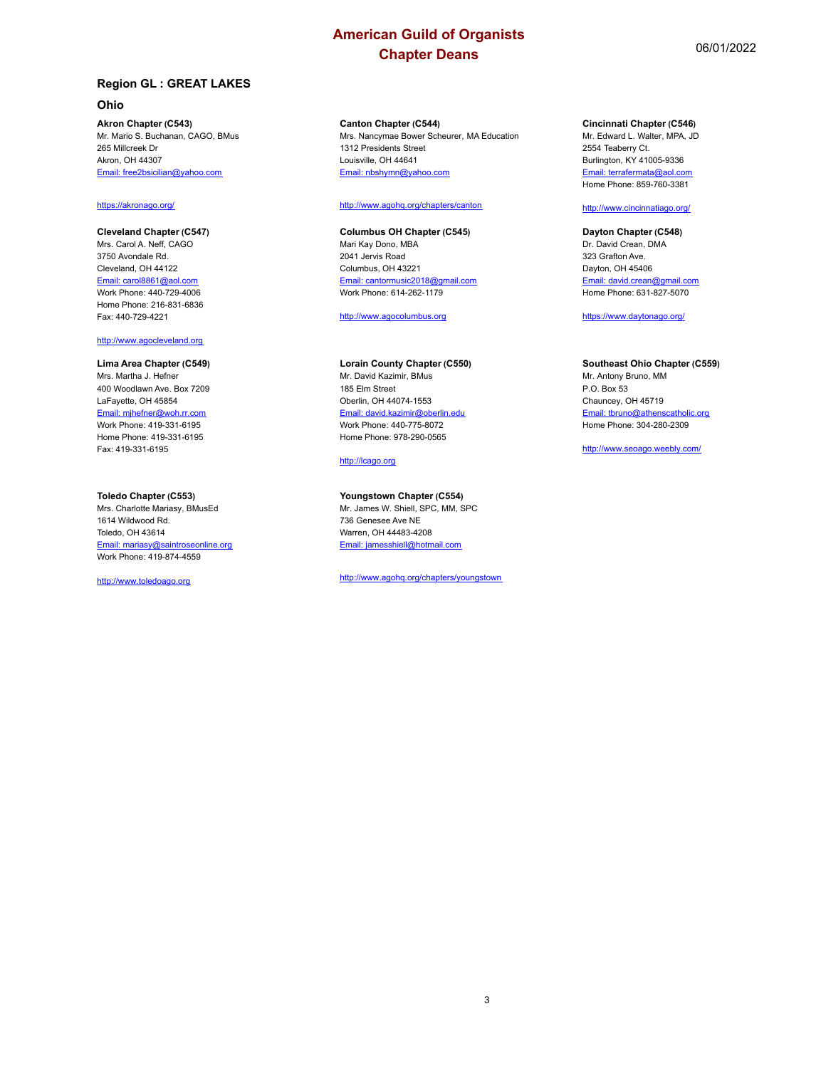# American Guild of Organists
## Chapter Deans

06/01/2022

### Region GL : GREAT LAKES

#### Ohio

**Akron Chapter (C543)**
Mr. Mario S. Buchanan, CAGO, BMus
265 Millcreek Dr
Akron, OH 44307
Email: free2bsicilian@yahoo.com

https://akronago.org/

**Canton Chapter (C544)**
Mrs. Nancymae Bower Scheurer, MA Education
1312 Presidents Street
Louisville, OH 44641
Email: nbshymn@yahoo.com

http://www.agohq.org/chapters/canton

**Cincinnati Chapter (C546)**
Mr. Edward L. Walter, MPA, JD
2554 Teaberry Ct.
Burlington, KY 41005-9336
Email: terrafermata@aol.com
Home Phone: 859-760-3381

http://www.cincinnatiago.org/

**Cleveland Chapter (C547)**
Mrs. Carol A. Neff, CAGO
3750 Avondale Rd.
Cleveland, OH 44122
Email: carol8861@aol.com
Work Phone: 440-729-4006
Home Phone: 216-831-6836
Fax: 440-729-4221

http://www.agocleveland.org

**Columbus OH Chapter (C545)**
Mari Kay Dono, MBA
2041 Jervis Road
Columbus, OH 43221
Email: cantormusic2018@gmail.com
Work Phone: 614-262-1179

http://www.agocolumbus.org

**Dayton Chapter (C548)**
Dr. David Crean, DMA
323 Grafton Ave.
Dayton, OH 45406
Email: david.crean@gmail.com
Home Phone: 631-827-5070

https://www.daytonago.org/

**Lima Area Chapter (C549)**
Mrs. Martha J. Hefner
400 Woodlawn Ave. Box 7209
LaFayette, OH 45854
Email: mjhefner@woh.rr.com
Work Phone: 419-331-6195
Home Phone: 419-331-6195
Fax: 419-331-6195

**Lorain County Chapter (C550)**
Mr. David Kazimir, BMus
185 Elm Street
Oberlin, OH 44074-1553
Email: david.kazimir@oberlin.edu
Work Phone: 440-775-8072
Home Phone: 978-290-0565

http://lcago.org

**Southeast Ohio Chapter (C559)**
Mr. Antony Bruno, MM
P.O. Box 53
Chauncey, OH 45719
Email: tbruno@athenscatholic.org
Home Phone: 304-280-2309

http://www.seoago.weebly.com/

**Toledo Chapter (C553)**
Mrs. Charlotte Mariasy, BMusEd
1614 Wildwood Rd.
Toledo, OH 43614
Email: mariasy@saintroseonline.org
Work Phone: 419-874-4559

http://www.toledoago.org

**Youngstown Chapter (C554)**
Mr. James W. Shiell, SPC, MM, SPC
736 Genesee Ave NE
Warren, OH 44483-4208
Email: jamesshiell@hotmail.com

http://www.agohq.org/chapters/youngstown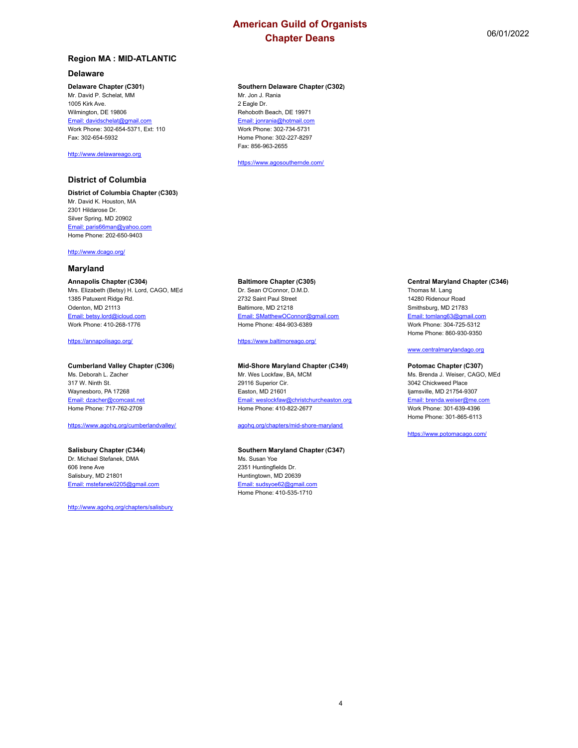# American Guild of Organists
## Chapter Deans

06/01/2022

## Region MA : MID-ATLANTIC

### Delaware

**Delaware Chapter (C301)**
Mr. David P. Schelat, MM
1005 Kirk Ave.
Wilmington, DE 19806
Email: davidschelat@gmail.com
Work Phone: 302-654-5371, Ext: 110
Fax: 302-654-5932

http://www.delawareago.org

**Southern Delaware Chapter (C302)**
Mr. Jon J. Rania
2 Eagle Dr.
Rehoboth Beach, DE 19971
Email: jonrania@hotmail.com
Work Phone: 302-734-5731
Home Phone: 302-227-8297
Fax: 856-963-2655

https://www.agosouthernde.com/

### District of Columbia

**District of Columbia Chapter (C303)**
Mr. David K. Houston, MA
2301 Hildarose Dr.
Silver Spring, MD 20902
Email: paris66man@yahoo.com
Home Phone: 202-650-9403

http://www.dcago.org/

### Maryland

**Annapolis Chapter (C304)**
Mrs. Elizabeth (Betsy) H. Lord, CAGO, MEd
1385 Patuxent Ridge Rd.
Odenton, MD 21113
Email: betsy.lord@icloud.com
Work Phone: 410-268-1776

https://annapolisago.org/

**Baltimore Chapter (C305)**
Dr. Sean O'Connor, D.M.D.
2732 Saint Paul Street
Baltimore, MD 21218
Email: SMatthewOConnor@gmail.com
Home Phone: 484-903-6389

https://www.baltimoreago.org/

**Central Maryland Chapter (C346)**
Thomas M. Lang
14280 Ridenour Road
Smithsburg, MD 21783
Email: tomlang63@gmail.com
Work Phone: 304-725-5312
Home Phone: 860-930-9350

www.centralmarylandago.org

**Cumberland Valley Chapter (C306)**
Ms. Deborah L. Zacher
317 W. Ninth St.
Waynesboro, PA 17268
Email: dzacher@comcast.net
Home Phone: 717-762-2709

https://www.agohq.org/cumberlandvalley/

**Mid-Shore Maryland Chapter (C349)**
Mr. Wes Lockfaw, BA, MCM
29116 Superior Cir.
Easton, MD 21601
Email: weslockfaw@christchurcheaston.org
Home Phone: 410-822-2677

agohq.org/chapters/mid-shore-maryland

**Potomac Chapter (C307)**
Ms. Brenda J. Weiser, CAGO, MEd
3042 Chickweed Place
Ijamsville, MD 21754-9307
Email: brenda.weiser@me.com
Work Phone: 301-639-4396
Home Phone: 301-865-6113

https://www.potomacago.com/

**Salisbury Chapter (C344)**
Dr. Michael Stefanek, DMA
606 Irene Ave
Salisbury, MD 21801
Email: mstefanek0205@gmail.com

http://www.agohq.org/chapters/salisbury

**Southern Maryland Chapter (C347)**
Ms. Susan Yoe
2351 Huntingfields Dr.
Huntingtown, MD 20639
Email: sudsyoe62@gmail.com
Home Phone: 410-535-1710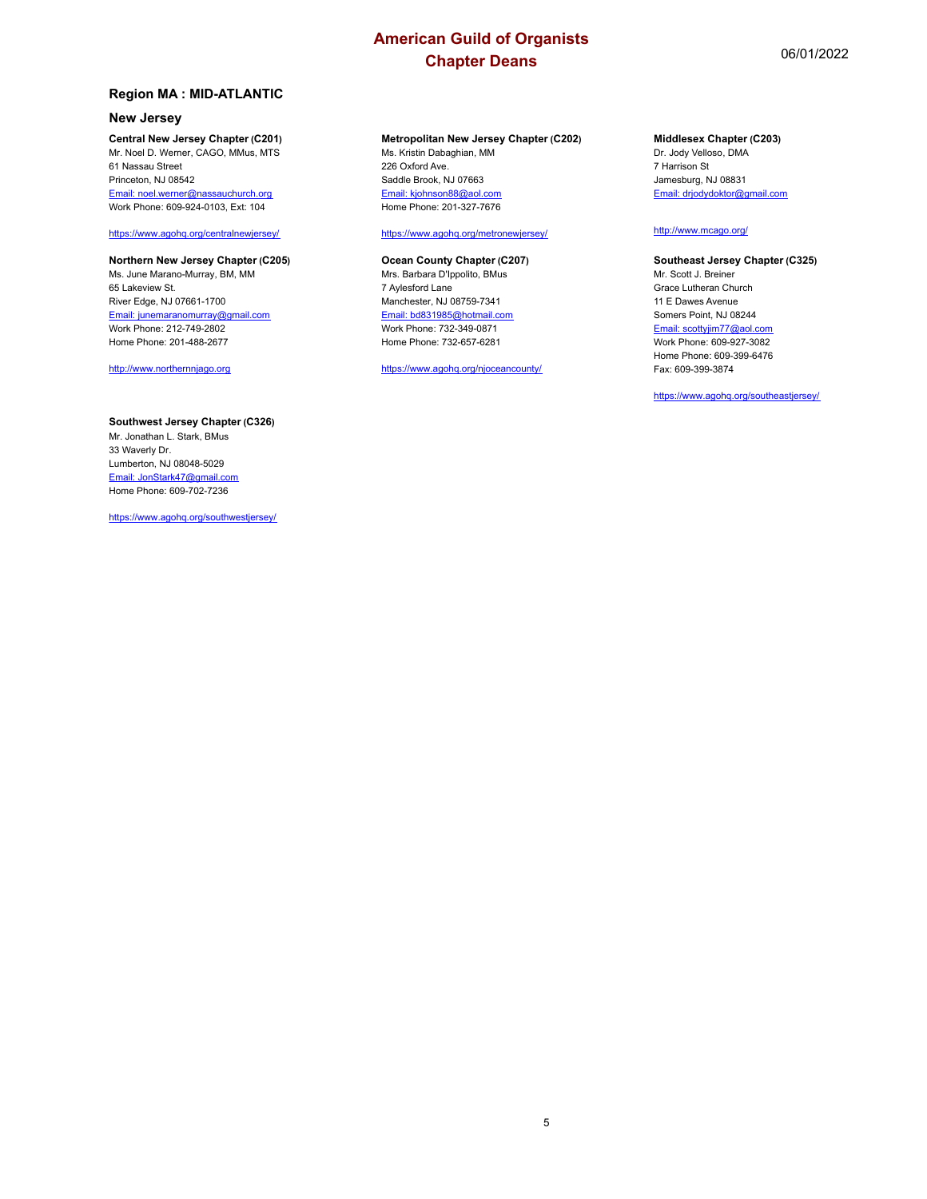# American Guild of Organists
## Chapter Deans

06/01/2022

### Region MA : MID-ATLANTIC

#### New Jersey

**Central New Jersey Chapter (C201)**
Mr. Noel D. Werner, CAGO, MMus, MTS
61 Nassau Street
Princeton, NJ 08542
Email: noel.werner@nassauchurch.org
Work Phone: 609-924-0103, Ext: 104

https://www.agohq.org/centralnewjersey/

**Metropolitan New Jersey Chapter (C202)**
Ms. Kristin Dabaghian, MM
226 Oxford Ave.
Saddle Brook, NJ 07663
Email: kjohnson88@aol.com
Home Phone: 201-327-7676

https://www.agohq.org/metronewjersey/

**Middlesex Chapter (C203)**
Dr. Jody Velloso, DMA
7 Harrison St
Jamesburg, NJ 08831
Email: drjodydoktor@gmail.com

http://www.mcago.org/

**Northern New Jersey Chapter (C205)**
Ms. June Marano-Murray, BM, MM
65 Lakeview St.
River Edge, NJ 07661-1700
Email: junemaranomurray@gmail.com
Work Phone: 212-749-2802
Home Phone: 201-488-2677

http://www.northernnjago.org

**Ocean County Chapter (C207)**
Mrs. Barbara D'Ippolito, BMus
7 Aylesford Lane
Manchester, NJ 08759-7341
Email: bd831985@hotmail.com
Work Phone: 732-349-0871
Home Phone: 732-657-6281

https://www.agohq.org/njoceancounty/

**Southeast Jersey Chapter (C325)**
Mr. Scott J. Breiner
Grace Lutheran Church
11 E Dawes Avenue
Somers Point, NJ 08244
Email: scottyjim77@aol.com
Work Phone: 609-927-3082
Home Phone: 609-399-6476
Fax: 609-399-3874

https://www.agohq.org/southeastjersey/

**Southwest Jersey Chapter (C326)**
Mr. Jonathan L. Stark, BMus
33 Waverly Dr.
Lumberton, NJ 08048-5029
Email: JonStark47@gmail.com
Home Phone: 609-702-7236

https://www.agohq.org/southwestjersey/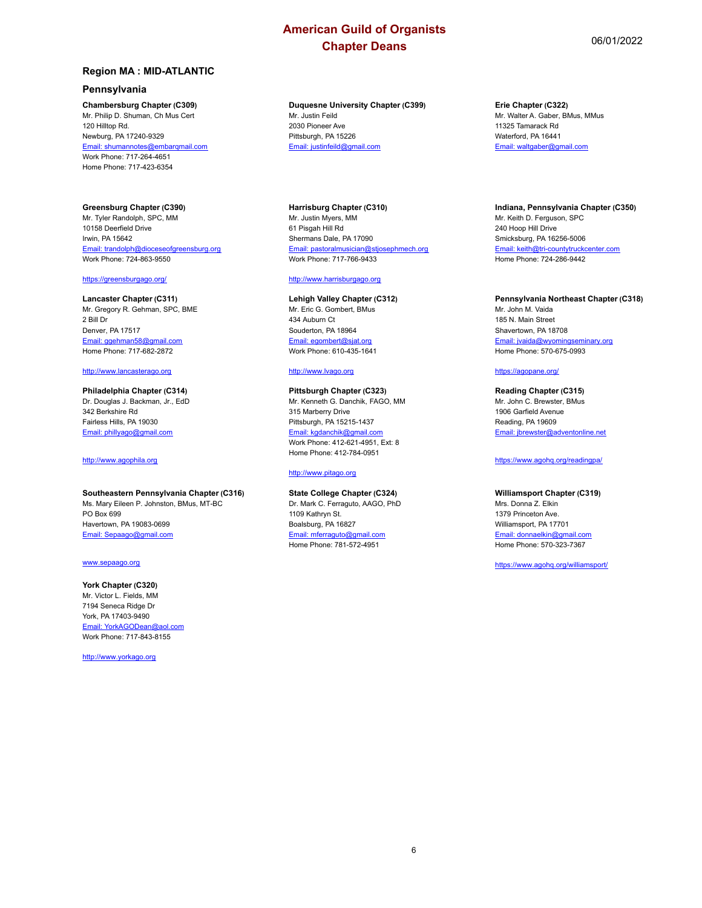# American Guild of Organists
## Chapter Deans

06/01/2022

### Region MA : MID-ATLANTIC

### Pennsylvania

**Chambersburg Chapter (C309)**
Mr. Philip D. Shuman, Ch Mus Cert
120 Hilltop Rd.
Newburg, PA 17240-9329
Email: shumannotes@embarqmail.com
Work Phone: 717-264-4651
Home Phone: 717-423-6354

**Duquesne University Chapter (C399)**
Mr. Justin Feild
2030 Pioneer Ave
Pittsburgh, PA 15226
Email: justinfeild@gmail.com

**Erie Chapter (C322)**
Mr. Walter A. Gaber, BMus, MMus
11325 Tamarack Rd
Waterford, PA 16441
Email: waltgaber@gmail.com

**Greensburg Chapter (C390)**
Mr. Tyler Randolph, SPC, MM
10158 Deerfield Drive
Irwin, PA 15642
Email: trandolph@dioceseofgreensburg.org
Work Phone: 724-863-9550

https://greensburgago.org/

**Harrisburg Chapter (C310)**
Mr. Justin Myers, MM
61 Pisgah Hill Rd
Shermans Dale, PA 17090
Email: pastoralmusician@stjosephmech.org
Work Phone: 717-766-9433

http://www.harrisburgago.org

**Indiana, Pennsylvania Chapter (C350)**
Mr. Keith D. Ferguson, SPC
240 Hoop Hill Drive
Smicksburg, PA 16256-5006
Email: keith@tri-countytruckcenter.com
Home Phone: 724-286-9442

**Lancaster Chapter (C311)**
Mr. Gregory R. Gehman, SPC, BME
2 Bill Dr
Denver, PA 17517
Email: ggehman58@gmail.com
Home Phone: 717-682-2872

http://www.lancasterago.org

**Lehigh Valley Chapter (C312)**
Mr. Eric G. Gombert, BMus
434 Auburn Ct
Souderton, PA 18964
Email: egombert@sjat.org
Work Phone: 610-435-1641

http://www.lvago.org

**Pennsylvania Northeast Chapter (C318)**
Mr. John M. Vaida
185 N. Main Street
Shavertown, PA 18708
Email: jvaida@wyomingseminary.org
Home Phone: 570-675-0993

https://agopane.org/

**Philadelphia Chapter (C314)**
Dr. Douglas J. Backman, Jr., EdD
342 Berkshire Rd
Fairless Hills, PA 19030
Email: phillyago@gmail.com

http://www.agophila.org

**Pittsburgh Chapter (C323)**
Mr. Kenneth G. Danchik, FAGO, MM
315 Marberry Drive
Pittsburgh, PA 15215-1437
Email: kgdanchik@gmail.com
Work Phone: 412-621-4951, Ext: 8
Home Phone: 412-784-0951

http://www.pitago.org

**Reading Chapter (C315)**
Mr. John C. Brewster, BMus
1906 Garfield Avenue
Reading, PA 19609
Email: jbrewster@adventonline.net

https://www.agohq.org/readingpa/

**Southeastern Pennsylvania Chapter (C316)**
Ms. Mary Eileen P. Johnston, BMus, MT-BC
PO Box 699
Havertown, PA 19083-0699
Email: Sepaago@gmail.com

www.sepaago.org

**State College Chapter (C324)**
Dr. Mark C. Ferraguto, AAGO, PhD
1109 Kathryn St.
Boalsburg, PA 16827
Email: mferraguto@gmail.com
Home Phone: 781-572-4951

**Williamsport Chapter (C319)**
Mrs. Donna Z. Elkin
1379 Princeton Ave.
Williamsport, PA 17701
Email: donnaelkin@gmail.com
Home Phone: 570-323-7367

https://www.agohq.org/williamsport/

**York Chapter (C320)**
Mr. Victor L. Fields, MM
7194 Seneca Ridge Dr
York, PA 17403-9490
Email: YorkAGODean@aol.com
Work Phone: 717-843-8155

http://www.yorkago.org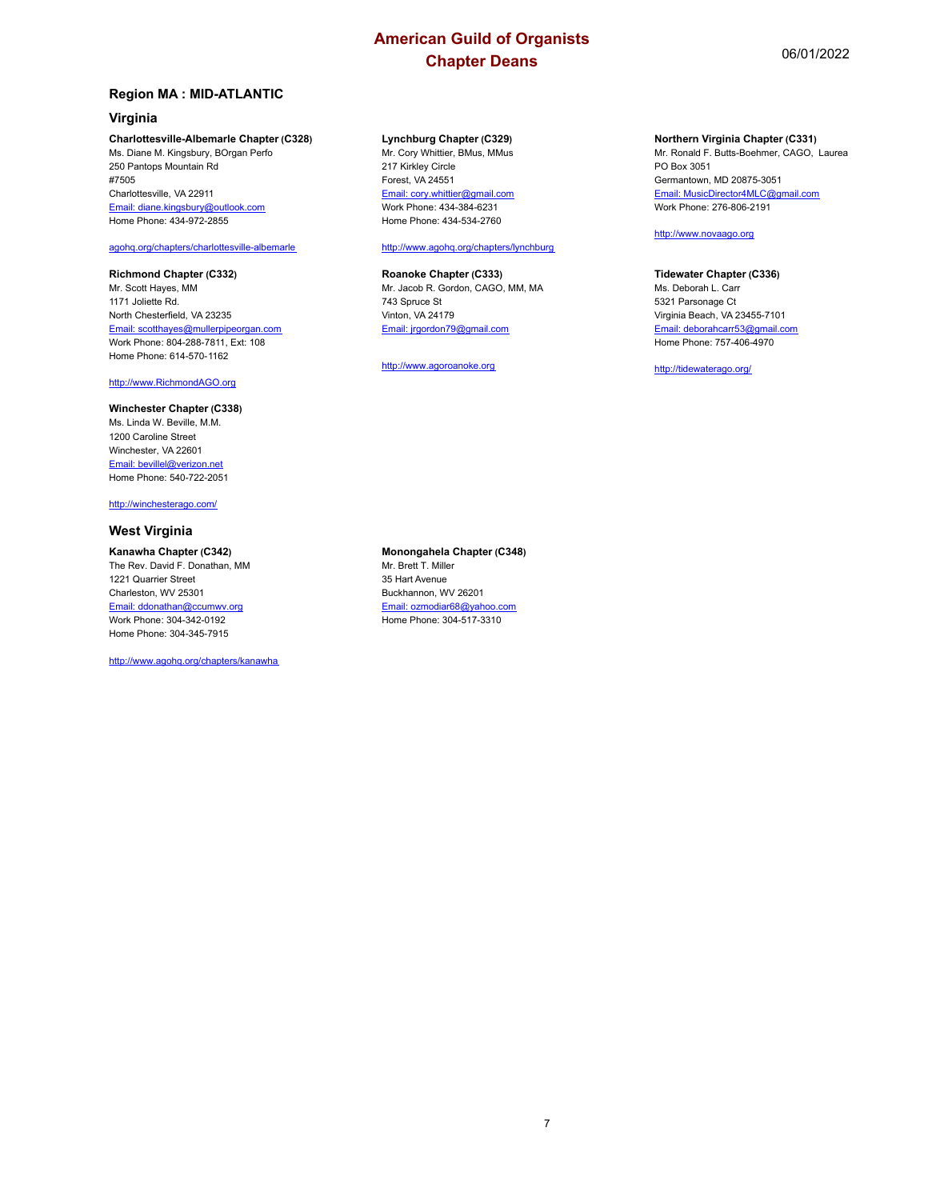# American Guild of Organists
# Chapter Deans

06/01/2022

## Region MA : MID-ATLANTIC

### Virginia

**Charlottesville-Albemarle Chapter (C328)**
Ms. Diane M. Kingsbury, BOrgan Perfo
250 Pantops Mountain Rd
#7505
Charlottesville, VA 22911
Email: diane.kingsbury@outlook.com
Home Phone: 434-972-2855

agohq.org/chapters/charlottesville-albemarle

**Lynchburg Chapter (C329)**
Mr. Cory Whittier, BMus, MMus
217 Kirkley Circle
Forest, VA 24551
Email: cory.whittier@gmail.com
Work Phone: 434-384-6231
Home Phone: 434-534-2760

http://www.agohq.org/chapters/lynchburg

**Northern Virginia Chapter (C331)**
Mr. Ronald F. Butts-Boehmer, CAGO, Laurea
PO Box 3051
Germantown, MD 20875-3051
Email: MusicDirector4MLC@gmail.com
Work Phone: 276-806-2191

http://www.novaago.org

**Richmond Chapter (C332)**
Mr. Scott Hayes, MM
1171 Joliette Rd.
North Chesterfield, VA 23235
Email: scotthayes@mullerpipeorgan.com
Work Phone: 804-288-7811, Ext: 108
Home Phone: 614-570-1162

http://www.RichmondAGO.org

**Roanoke Chapter (C333)**
Mr. Jacob R. Gordon, CAGO, MM, MA
743 Spruce St
Vinton, VA 24179
Email: jrgordon79@gmail.com

http://www.agoroanoke.org

**Tidewater Chapter (C336)**
Ms. Deborah L. Carr
5321 Parsonage Ct
Virginia Beach, VA 23455-7101
Email: deborahcarr53@gmail.com
Home Phone: 757-406-4970

http://tidewaterago.org/

**Winchester Chapter (C338)**
Ms. Linda W. Beville, M.M.
1200 Caroline Street
Winchester, VA 22601
Email: bevillel@verizon.net
Home Phone: 540-722-2051

http://winchesterago.com/

### West Virginia

**Kanawha Chapter (C342)**
The Rev. David F. Donathan, MM
1221 Quarrier Street
Charleston, WV 25301
Email: ddonathan@ccumwv.org
Work Phone: 304-342-0192
Home Phone: 304-345-7915

http://www.agohq.org/chapters/kanawha

**Monongahela Chapter (C348)**
Mr. Brett T. Miller
35 Hart Avenue
Buckhannon, WV 26201
Email: ozmodiar68@yahoo.com
Home Phone: 304-517-3310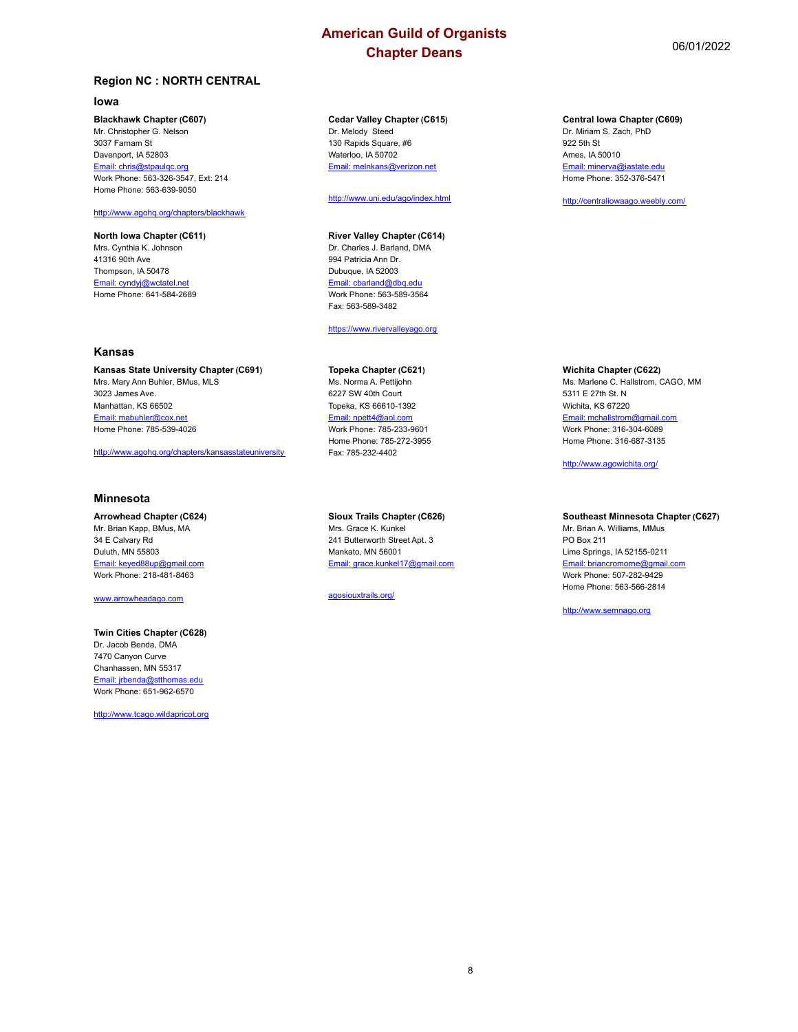# American Guild of Organists
## Chapter Deans

06/01/2022

## Region NC : NORTH CENTRAL

### Iowa

**Blackhawk Chapter (C607)**
Mr. Christopher G. Nelson
3037 Farnam St
Davenport, IA 52803
Email: chris@stpaulqc.org
Work Phone: 563-326-3547, Ext: 214
Home Phone: 563-639-9050

http://www.agohq.org/chapters/blackhawk

**Cedar Valley Chapter (C615)**
Dr. Melody Steed
130 Rapids Square, #6
Waterloo, IA 50702
Email: melnkans@verizon.net

http://www.uni.edu/ago/index.html

**Central Iowa Chapter (C609)**
Dr. Miriam S. Zach, PhD
922 5th St
Ames, IA 50010
Email: minerva@iastate.edu
Home Phone: 352-376-5471

http://centraliowaago.weebly.com/

**North Iowa Chapter (C611)**
Mrs. Cynthia K. Johnson
41316 90th Ave
Thompson, IA 50478
Email: cyndyj@wctatel.net
Home Phone: 641-584-2689

**River Valley Chapter (C614)**
Dr. Charles J. Barland, DMA
994 Patricia Ann Dr.
Dubuque, IA 52003
Email: cbarland@dbq.edu
Work Phone: 563-589-3564
Fax: 563-589-3482

https://www.rivervalleyago.org

### Kansas

**Kansas State University Chapter (C691)**
Mrs. Mary Ann Buhler, BMus, MLS
3023 James Ave.
Manhattan, KS 66502
Email: mabuhler@cox.net
Home Phone: 785-539-4026

http://www.agohq.org/chapters/kansasstateuniversity

**Topeka Chapter (C621)**
Ms. Norma A. Pettijohn
6227 SW 40th Court
Topeka, KS 66610-1392
Email: npett4@aol.com
Work Phone: 785-233-9601
Home Phone: 785-272-3955
Fax: 785-232-4402

**Wichita Chapter (C622)**
Ms. Marlene C. Hallstrom, CAGO, MM
5311 E 27th St. N
Wichita, KS 67220
Email: mchallstrom@gmail.com
Work Phone: 316-304-6089
Home Phone: 316-687-3135

http://www.agowichita.org/

### Minnesota

**Arrowhead Chapter (C624)**
Mr. Brian Kapp, BMus, MA
34 E Calvary Rd
Duluth, MN 55803
Email: keyed88up@gmail.com
Work Phone: 218-481-8463

www.arrowheadago.com

**Sioux Trails Chapter (C626)**
Mrs. Grace K. Kunkel
241 Butterworth Street Apt. 3
Mankato, MN 56001
Email: grace.kunkel17@gmail.com

agosiouxtrails.org/

**Southeast Minnesota Chapter (C627)**
Mr. Brian A. Williams, MMus
PO Box 211
Lime Springs, IA 52155-0211
Email: briancromorne@gmail.com
Work Phone: 507-282-9429
Home Phone: 563-566-2814

http://www.semnago.org

**Twin Cities Chapter (C628)**
Dr. Jacob Benda, DMA
7470 Canyon Curve
Chanhassen, MN 55317
Email: jrbenda@stthomas.edu
Work Phone: 651-962-6570

http://www.tcago.wildapricot.org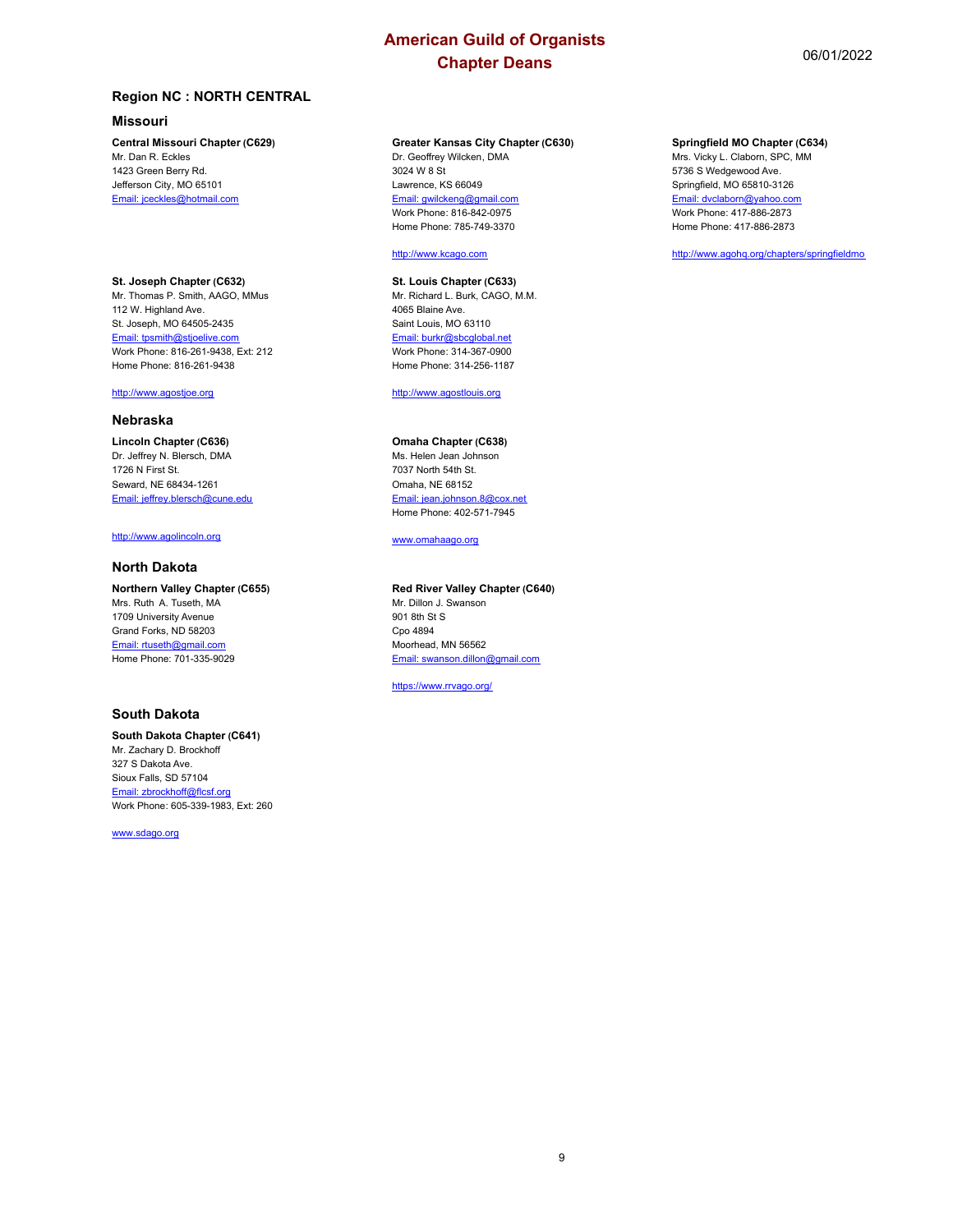# American Guild of Organists
## Chapter Deans

06/01/2022

### Region NC : NORTH CENTRAL

#### Missouri

**Central Missouri Chapter (C629)**
Mr. Dan R. Eckles
1423 Green Berry Rd.
Jefferson City, MO 65101
Email: jceckles@hotmail.com

**Greater Kansas City Chapter (C630)**
Dr. Geoffrey Wilcken, DMA
3024 W 8 St
Lawrence, KS 66049
Email: gwilckeng@gmail.com
Work Phone: 816-842-0975
Home Phone: 785-749-3370

http://www.kcago.com

**Springfield MO Chapter (C634)**
Mrs. Vicky L. Claborn, SPC, MM
5736 S Wedgewood Ave.
Springfield, MO 65810-3126
Email: dvclaborn@yahoo.com
Work Phone: 417-886-2873
Home Phone: 417-886-2873

http://www.agohq.org/chapters/springfieldmo

**St. Joseph Chapter (C632)**
Mr. Thomas P. Smith, AAGO, MMus
112 W. Highland Ave.
St. Joseph, MO 64505-2435
Email: tpsmith@stjoelive.com
Work Phone: 816-261-9438, Ext: 212
Home Phone: 816-261-9438

http://www.agostjoe.org

**St. Louis Chapter (C633)**
Mr. Richard L. Burk, CAGO, M.M.
4065 Blaine Ave.
Saint Louis, MO 63110
Email: burkr@sbcglobal.net
Work Phone: 314-367-0900
Home Phone: 314-256-1187

http://www.agostlouis.org

#### Nebraska

**Lincoln Chapter (C636)**
Dr. Jeffrey N. Blersch, DMA
1726 N First St.
Seward, NE 68434-1261
Email: jeffrey.blersch@cune.edu

http://www.agolincoln.org

**Omaha Chapter (C638)**
Ms. Helen Jean Johnson
7037 North 54th St.
Omaha, NE 68152
Email: jean.johnson.8@cox.net
Home Phone: 402-571-7945

www.omahaago.org

#### North Dakota

**Northern Valley Chapter (C655)**
Mrs. Ruth A. Tuseth, MA
1709 University Avenue
Grand Forks, ND 58203
Email: rtuseth@gmail.com
Home Phone: 701-335-9029

**Red River Valley Chapter (C640)**
Mr. Dillon J. Swanson
901 8th St S
Cpo 4894
Moorhead, MN 56562
Email: swanson.dillon@gmail.com

https://www.rrvago.org/

#### South Dakota

**South Dakota Chapter (C641)**
Mr. Zachary D. Brockhoff
327 S Dakota Ave.
Sioux Falls, SD 57104
Email: zbrockhoff@flcsf.org
Work Phone: 605-339-1983, Ext: 260

www.sdago.org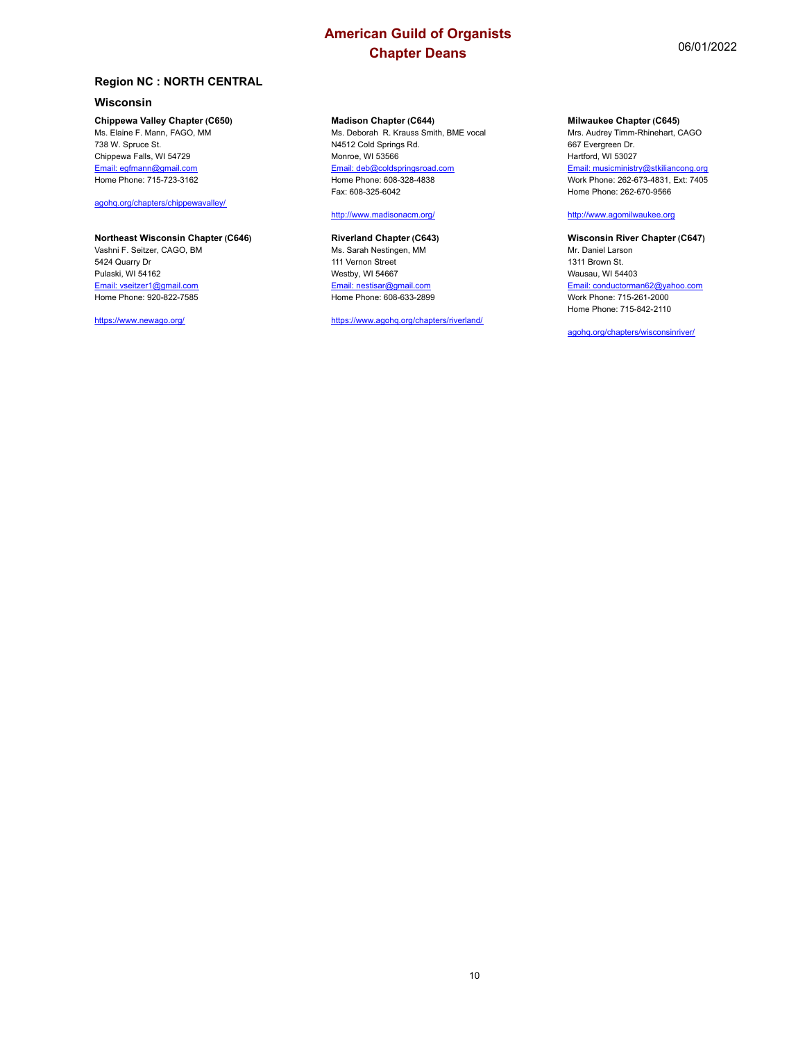# American Guild of Organists
# Chapter Deans

06/01/2022

## Region NC : NORTH CENTRAL

### Wisconsin

**Chippewa Valley Chapter (C650)**
Ms. Elaine F. Mann, FAGO, MM
738 W. Spruce St.
Chippewa Falls, WI 54729
Email: egfmann@gmail.com
Home Phone: 715-723-3162

agohq.org/chapters/chippewavalley/

**Madison Chapter (C644)**
Ms. Deborah R. Krauss Smith, BME vocal
N4512 Cold Springs Rd.
Monroe, WI 53566
Email: deb@coldspringsroad.com
Home Phone: 608-328-4838
Fax: 608-325-6042

http://www.madisonacm.org/

**Milwaukee Chapter (C645)**
Mrs. Audrey Timm-Rhinehart, CAGO
667 Evergreen Dr.
Hartford, WI 53027
Email: musicministry@stkiliancong.org
Work Phone: 262-673-4831, Ext: 7405
Home Phone: 262-670-9566

http://www.agomilwaukee.org

**Northeast Wisconsin Chapter (C646)**
Vashni F. Seitzer, CAGO, BM
5424 Quarry Dr
Pulaski, WI 54162
Email: vseitzer1@gmail.com
Home Phone: 920-822-7585

https://www.newago.org/

**Riverland Chapter (C643)**
Ms. Sarah Nestingen, MM
111 Vernon Street
Westby, WI 54667
Email: nestisar@gmail.com
Home Phone: 608-633-2899

https://www.agohq.org/chapters/riverland/

**Wisconsin River Chapter (C647)**
Mr. Daniel Larson
1311 Brown St.
Wausau, WI 54403
Email: conductorman62@yahoo.com
Work Phone: 715-261-2000
Home Phone: 715-842-2110

agohq.org/chapters/wisconsinriver/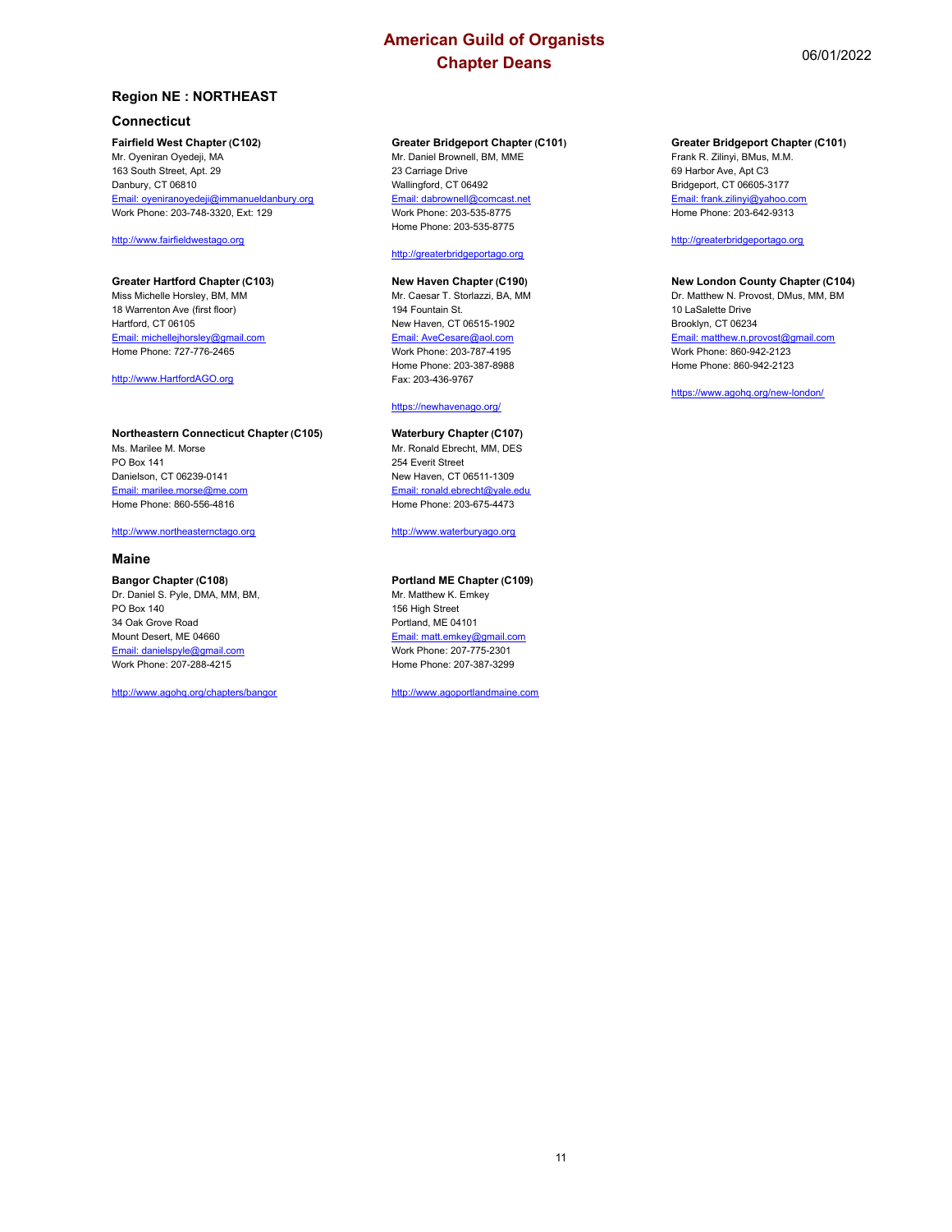# American Guild of Organists
## Chapter Deans

06/01/2022

## Region NE : NORTHEAST

### Connecticut

**Fairfield West Chapter (C102)**
Mr. Oyeniran Oyedeji, MA
163 South Street, Apt. 29
Danbury, CT 06810
Email: oyeniranoyedeji@immanueldanbury.org
Work Phone: 203-748-3320, Ext: 129

http://www.fairfieldwestago.org

**Greater Bridgeport Chapter (C101)**
Mr. Daniel Brownell, BM, MME
23 Carriage Drive
Wallingford, CT 06492
Email: dabrownell@comcast.net
Work Phone: 203-535-8775
Home Phone: 203-535-8775

http://greaterbridgeportago.org

**Greater Bridgeport Chapter (C101)**
Frank R. Zilinyi, BMus, M.M.
69 Harbor Ave, Apt C3
Bridgeport, CT 06605-3177
Email: frank.zilinyi@yahoo.com
Home Phone: 203-642-9313

http://greaterbridgeportago.org

**Greater Hartford Chapter (C103)**
Miss Michelle Horsley, BM, MM
18 Warrenton Ave (first floor)
Hartford, CT 06105
Email: michellejhorsley@gmail.com
Home Phone: 727-776-2465

http://www.HartfordAGO.org

**New Haven Chapter (C190)**
Mr. Caesar T. Storlazzi, BA, MM
194 Fountain St.
New Haven, CT 06515-1902
Email: AveCesare@aol.com
Work Phone: 203-787-4195
Home Phone: 203-387-8988
Fax: 203-436-9767

https://newhavenago.org/

**New London County Chapter (C104)**
Dr. Matthew N. Provost, DMus, MM, BM
10 LaSalette Drive
Brooklyn, CT 06234
Email: matthew.n.provost@gmail.com
Work Phone: 860-942-2123
Home Phone: 860-942-2123

https://www.agohq.org/new-london/

**Northeastern Connecticut Chapter (C105)**
Ms. Marilee M. Morse
PO Box 141
Danielson, CT 06239-0141
Email: marilee.morse@me.com
Home Phone: 860-556-4816

http://www.northeasternctago.org

**Waterbury Chapter (C107)**
Mr. Ronald Ebrecht, MM, DES
254 Everit Street
New Haven, CT 06511-1309
Email: ronald.ebrecht@yale.edu
Home Phone: 203-675-4473

http://www.waterburyago.org

### Maine

**Bangor Chapter (C108)**
Dr. Daniel S. Pyle, DMA, MM, BM,
PO Box 140
34 Oak Grove Road
Mount Desert, ME 04660
Email: danielspyle@gmail.com
Work Phone: 207-288-4215

http://www.agohq.org/chapters/bangor

**Portland ME Chapter (C109)**
Mr. Matthew K. Emkey
156 High Street
Portland, ME 04101
Email: matt.emkey@gmail.com
Work Phone: 207-775-2301
Home Phone: 207-387-3299

http://www.agoportlandmaine.com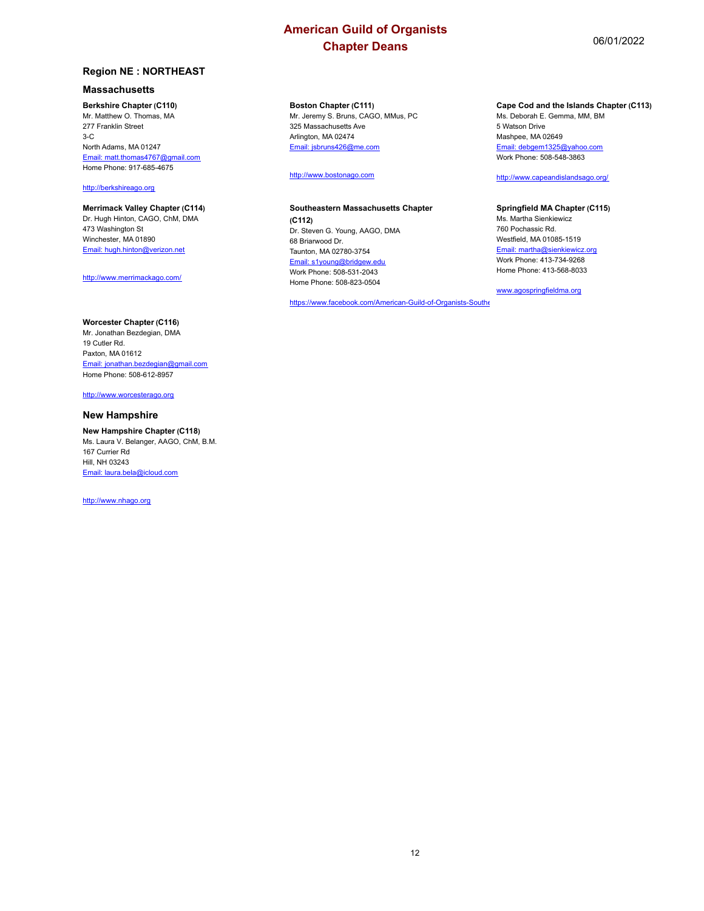# American Guild of Organists
# Chapter Deans

06/01/2022

## Region NE : NORTHEAST

### Massachusetts

**Berkshire Chapter (C110)**
Mr. Matthew O. Thomas, MA
277 Franklin Street
3-C
North Adams, MA 01247
Email: matt.thomas4767@gmail.com
Home Phone: 917-685-4675

http://berkshireago.org

**Boston Chapter (C111)**
Mr. Jeremy S. Bruns, CAGO, MMus, PC
325 Massachusetts Ave
Arlington, MA 02474
Email: jsbruns426@me.com

http://www.bostonago.com

**Cape Cod and the Islands Chapter (C113)**
Ms. Deborah E. Gemma, MM, BM
5 Watson Drive
Mashpee, MA 02649
Email: debgem1325@yahoo.com
Work Phone: 508-548-3863

http://www.capeandislandsago.org/

**Merrimack Valley Chapter (C114)**
Dr. Hugh Hinton, CAGO, ChM, DMA
473 Washington St
Winchester, MA 01890
Email: hugh.hinton@verizon.net

http://www.merrimackago.com/

**Southeastern Massachusetts Chapter (C112)**
Dr. Steven G. Young, AAGO, DMA
68 Briarwood Dr.
Taunton, MA 02780-3754
Email: s1young@bridgew.edu
Work Phone: 508-531-2043
Home Phone: 508-823-0504

https://www.facebook.com/American-Guild-of-Organists-Southe

**Springfield MA Chapter (C115)**
Ms. Martha Sienkiewicz
760 Pochassic Rd.
Westfield, MA 01085-1519
Email: martha@sienkiewicz.org
Work Phone: 413-734-9268
Home Phone: 413-568-8033

www.agospringfieldma.org

**Worcester Chapter (C116)**
Mr. Jonathan Bezdegian, DMA
19 Cutler Rd.
Paxton, MA 01612
Email: jonathan.bezdegian@gmail.com
Home Phone: 508-612-8957

http://www.worcesterago.org

### New Hampshire

**New Hampshire Chapter (C118)**
Ms. Laura V. Belanger, AAGO, ChM, B.M.
167 Currier Rd
Hill, NH 03243
Email: laura.bela@icloud.com

http://www.nhago.org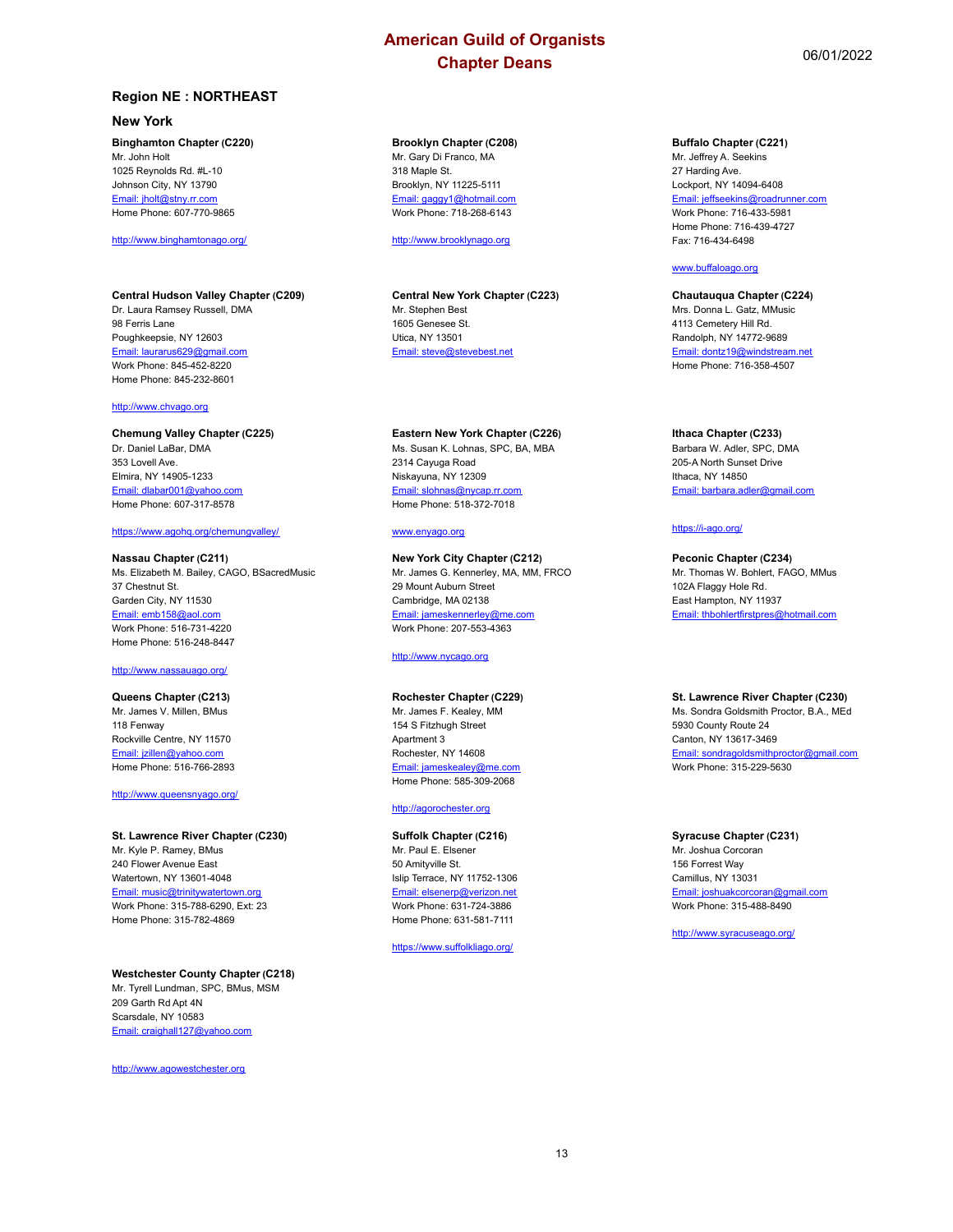# American Guild of Organists
# Chapter Deans

06/01/2022

## Region NE : NORTHEAST

### New York

**Binghamton Chapter (C220)**
Mr. John Holt
1025 Reynolds Rd. #L-10
Johnson City, NY 13790
Email: jholt@stny.rr.com
Home Phone: 607-770-9865

http://www.binghamtonago.org/

**Brooklyn Chapter (C208)**
Mr. Gary Di Franco, MA
318 Maple St.
Brooklyn, NY 11225-5111
Email: gaggy1@hotmail.com
Work Phone: 718-268-6143

http://www.brooklynago.org

**Buffalo Chapter (C221)**
Mr. Jeffrey A. Seekins
27 Harding Ave.
Lockport, NY 14094-6408
Email: jeffseekins@roadrunner.com
Work Phone: 716-433-5981
Home Phone: 716-439-4727
Fax: 716-434-6498

www.buffaloago.org

**Central Hudson Valley Chapter (C209)**
Dr. Laura Ramsey Russell, DMA
98 Ferris Lane
Poughkeepsie, NY 12603
Email: laurarus629@gmail.com
Work Phone: 845-452-8220
Home Phone: 845-232-8601

http://www.chvago.org

**Central New York Chapter (C223)**
Mr. Stephen Best
1605 Genesee St.
Utica, NY 13501
Email: steve@stevebest.net

**Chautauqua Chapter (C224)**
Mrs. Donna L. Gatz, MMusic
4113 Cemetery Hill Rd.
Randolph, NY 14772-9689
Email: dontz19@windstream.net
Home Phone: 716-358-4507

**Chemung Valley Chapter (C225)**
Dr. Daniel LaBar, DMA
353 Lovell Ave.
Elmira, NY 14905-1233
Email: dlabar001@yahoo.com
Home Phone: 607-317-8578

https://www.agohq.org/chemungvalley/

**Eastern New York Chapter (C226)**
Ms. Susan K. Lohnas, SPC, BA, MBA
2314 Cayuga Road
Niskayuna, NY 12309
Email: slohnas@nycap.rr.com
Home Phone: 518-372-7018

www.enyago.org

**Ithaca Chapter (C233)**
Barbara W. Adler, SPC, DMA
205-A North Sunset Drive
Ithaca, NY 14850
Email: barbara.adler@gmail.com

https://i-ago.org/

**Nassau Chapter (C211)**
Ms. Elizabeth M. Bailey, CAGO, BSacredMusic
37 Chestnut St.
Garden City, NY 11530
Email: emb158@aol.com
Work Phone: 516-731-4220
Home Phone: 516-248-8447

http://www.nassauago.org/

**New York City Chapter (C212)**
Mr. James G. Kennerley, MA, MM, FRCO
29 Mount Auburn Street
Cambridge, MA 02138
Email: jameskennerley@me.com
Work Phone: 207-553-4363

http://www.nycago.org

**Peconic Chapter (C234)**
Mr. Thomas W. Bohlert, FAGO, MMus
102A Flaggy Hole Rd.
East Hampton, NY 11937
Email: thbohlertfirstpres@hotmail.com

**Queens Chapter (C213)**
Mr. James V. Millen, BMus
118 Fenway
Rockville Centre, NY 11570
Email: jzillen@yahoo.com
Home Phone: 516-766-2893

http://www.queensnyago.org/

**Rochester Chapter (C229)**
Mr. James F. Kealey, MM
154 S Fitzhugh Street
Apartment 3
Rochester, NY 14608
Email: jameskealey@me.com
Home Phone: 585-309-2068

http://agorochester.org

**St. Lawrence River Chapter (C230)**
Ms. Sondra Goldsmith Proctor, B.A., MEd
5930 County Route 24
Canton, NY 13617-3469
Email: sondragoldsmithproctor@gmail.com
Work Phone: 315-229-5630

**St. Lawrence River Chapter (C230)**
Mr. Kyle P. Ramey, BMus
240 Flower Avenue East
Watertown, NY 13601-4048
Email: music@trinitywatertown.org
Work Phone: 315-788-6290, Ext: 23
Home Phone: 315-782-4869

**Suffolk Chapter (C216)**
Mr. Paul E. Elsener
50 Amityville St.
Islip Terrace, NY 11752-1306
Email: elsenerp@verizon.net
Work Phone: 631-724-3886
Home Phone: 631-581-7111

https://www.suffolkliago.org/

**Syracuse Chapter (C231)**
Mr. Joshua Corcoran
156 Forrest Way
Camillus, NY 13031
Email: joshuakcorcoran@gmail.com
Work Phone: 315-488-8490

http://www.syracuseago.org/

**Westchester County Chapter (C218)**
Mr. Tyrell Lundman, SPC, BMus, MSM
209 Garth Rd Apt 4N
Scarsdale, NY 10583
Email: craighall127@yahoo.com

http://www.agowestchester.org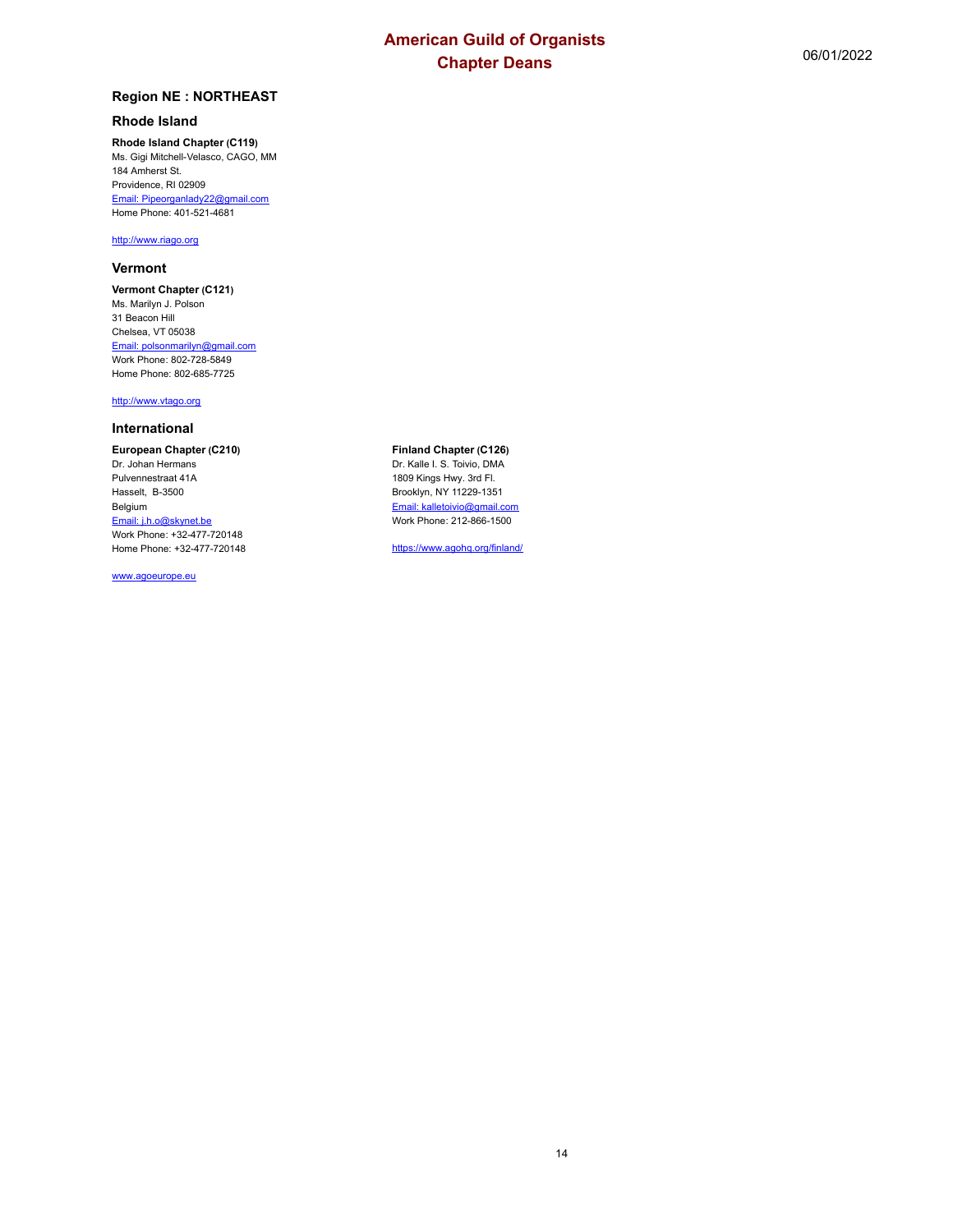## Region NE : NORTHEAST

### Rhode Island

**Rhode Island Chapter (C119)**
Ms. Gigi Mitchell-Velasco, CAGO, MM
184 Amherst St.
Providence, RI 02909
Email: Pipeorganlady22@gmail.com
Home Phone: 401-521-4681

http://www.riago.org

### Vermont

**Vermont Chapter (C121)**
Ms. Marilyn J. Polson
31 Beacon Hill
Chelsea, VT 05038
Email: polsonmarilyn@gmail.com
Work Phone: 802-728-5849
Home Phone: 802-685-7725

http://www.vtago.org

### International

**European Chapter (C210)**
Dr. Johan Hermans
Pulvennestraat 41A
Hasselt, B-3500
Belgium
Email: j.h.o@skynet.be
Work Phone: +32-477-720148
Home Phone: +32-477-720148

www.agoeurope.eu

**Finland Chapter (C126)**
Dr. Kalle I. S. Toivio, DMA
1809 Kings Hwy. 3rd Fl.
Brooklyn, NY 11229-1351
Email: kalletoivio@gmail.com
Work Phone: 212-866-1500

https://www.agohq.org/finland/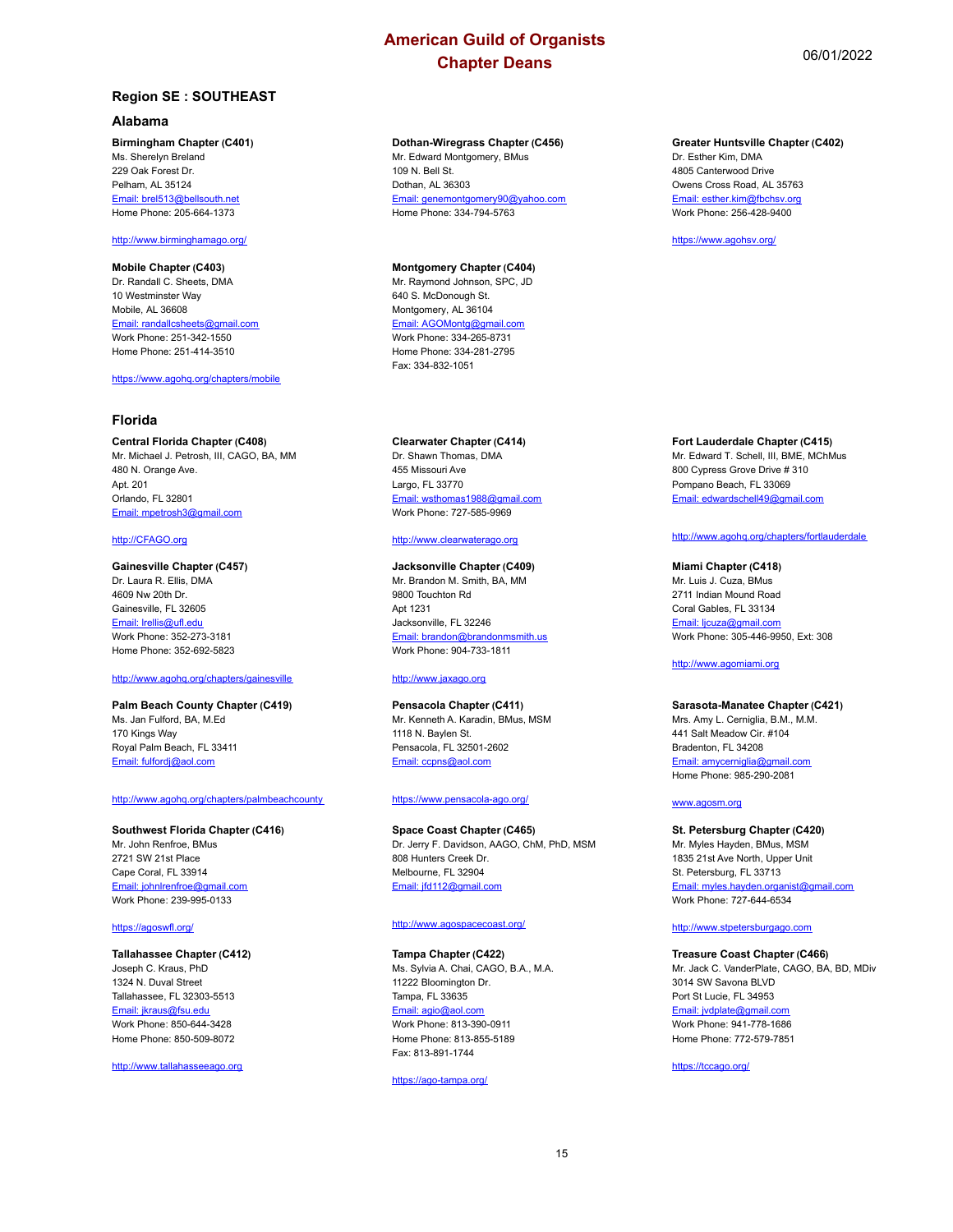# American Guild of Organists
# Chapter Deans

06/01/2022

## Region SE : SOUTHEAST

### Alabama

**Birmingham Chapter (C401)**
Ms. Sherelyn Breland
229 Oak Forest Dr.
Pelham, AL 35124
Email: brel513@bellsouth.net
Home Phone: 205-664-1373

http://www.birminghamago.org/

**Dothan-Wiregrass Chapter (C456)**
Mr. Edward Montgomery, BMus
109 N. Bell St.
Dothan, AL 36303
Email: genemontgomery90@yahoo.com
Home Phone: 334-794-5763

**Greater Huntsville Chapter (C402)**
Dr. Esther Kim, DMA
4805 Canterwood Drive
Owens Cross Road, AL 35763
Email: esther.kim@fbchsv.org
Work Phone: 256-428-9400

https://www.agohsv.org/

**Mobile Chapter (C403)**
Dr. Randall C. Sheets, DMA
10 Westminster Way
Mobile, AL 36608
Email: randallcsheets@gmail.com
Work Phone: 251-342-1550
Home Phone: 251-414-3510

https://www.agohq.org/chapters/mobile

**Montgomery Chapter (C404)**
Mr. Raymond Johnson, SPC, JD
640 S. McDonough St.
Montgomery, AL 36104
Email: AGOMontg@gmail.com
Work Phone: 334-265-8731
Home Phone: 334-281-2795
Fax: 334-832-1051

### Florida

**Central Florida Chapter (C408)**
Mr. Michael J. Petrosh, III, CAGO, BA, MM
480 N. Orange Ave.
Apt. 201
Orlando, FL 32801
Email: mpetrosh3@gmail.com

http://CFAGO.org

**Clearwater Chapter (C414)**
Dr. Shawn Thomas, DMA
455 Missouri Ave
Largo, FL 33770
Email: wsthomas1988@gmail.com
Work Phone: 727-585-9969

http://www.clearwaterago.org

**Fort Lauderdale Chapter (C415)**
Mr. Edward T. Schell, III, BME, MChMus
800 Cypress Grove Drive # 310
Pompano Beach, FL 33069
Email: edwardschell49@gmail.com

http://www.agohq.org/chapters/fortlauderdale

**Gainesville Chapter (C457)**
Dr. Laura R. Ellis, DMA
4609 Nw 20th Dr.
Gainesville, FL 32605
Email: lrellis@ufl.edu
Work Phone: 352-273-3181
Home Phone: 352-692-5823

http://www.agohq.org/chapters/gainesville

**Jacksonville Chapter (C409)**
Mr. Brandon M. Smith, BA, MM
9800 Touchton Rd
Apt 1231
Jacksonville, FL 32246
Email: brandon@brandonmsmith.us
Work Phone: 904-733-1811

http://www.jaxago.org

**Miami Chapter (C418)**
Mr. Luis J. Cuza, BMus
2711 Indian Mound Road
Coral Gables, FL 33134
Email: ljcuza@gmail.com
Work Phone: 305-446-9950, Ext: 308

http://www.agomiami.org

**Palm Beach County Chapter (C419)**
Ms. Jan Fulford, BA, M.Ed
170 Kings Way
Royal Palm Beach, FL 33411
Email: fulfordj@aol.com

http://www.agohq.org/chapters/palmbeachcounty

**Pensacola Chapter (C411)**
Mr. Kenneth A. Karadin, BMus, MSM
1118 N. Baylen St.
Pensacola, FL 32501-2602
Email: ccpns@aol.com

https://www.pensacola-ago.org/

**Sarasota-Manatee Chapter (C421)**
Mrs. Amy L. Cerniglia, B.M., M.M.
441 Salt Meadow Cir. #104
Bradenton, FL 34208
Email: amycerniglia@gmail.com
Home Phone: 985-290-2081

www.agosm.org

**Southwest Florida Chapter (C416)**
Mr. John Renfroe, BMus
2721 SW 21st Place
Cape Coral, FL 33914
Email: johnlrenfroe@gmail.com
Work Phone: 239-995-0133

https://agoswfl.org/

**Space Coast Chapter (C465)**
Dr. Jerry F. Davidson, AAGO, ChM, PhD, MSM
808 Hunters Creek Dr.
Melbourne, FL 32904
Email: jfd112@gmail.com

http://www.agospacecoast.org/

**St. Petersburg Chapter (C420)**
Mr. Myles Hayden, BMus, MSM
1835 21st Ave North, Upper Unit
St. Petersburg, FL 33713
Email: myles.hayden.organist@gmail.com
Work Phone: 727-644-6534

http://www.stpetersburgago.com

**Tallahassee Chapter (C412)**
Joseph C. Kraus, PhD
1324 N. Duval Street
Tallahassee, FL 32303-5513
Email: jkraus@fsu.edu
Work Phone: 850-644-3428
Home Phone: 850-509-8072

http://www.tallahasseeago.org

**Tampa Chapter (C422)**
Ms. Sylvia A. Chai, CAGO, B.A., M.A.
11222 Bloomington Dr.
Tampa, FL 33635
Email: agio@aol.com
Work Phone: 813-390-0911
Home Phone: 813-855-5189
Fax: 813-891-1744

https://ago-tampa.org/

**Treasure Coast Chapter (C466)**
Mr. Jack C. VanderPlate, CAGO, BA, BD, MDiv
3014 SW Savona BLVD
Port St Lucie, FL 34953
Email: jvdplate@gmail.com
Work Phone: 941-778-1686
Home Phone: 772-579-7851

https://tccago.org/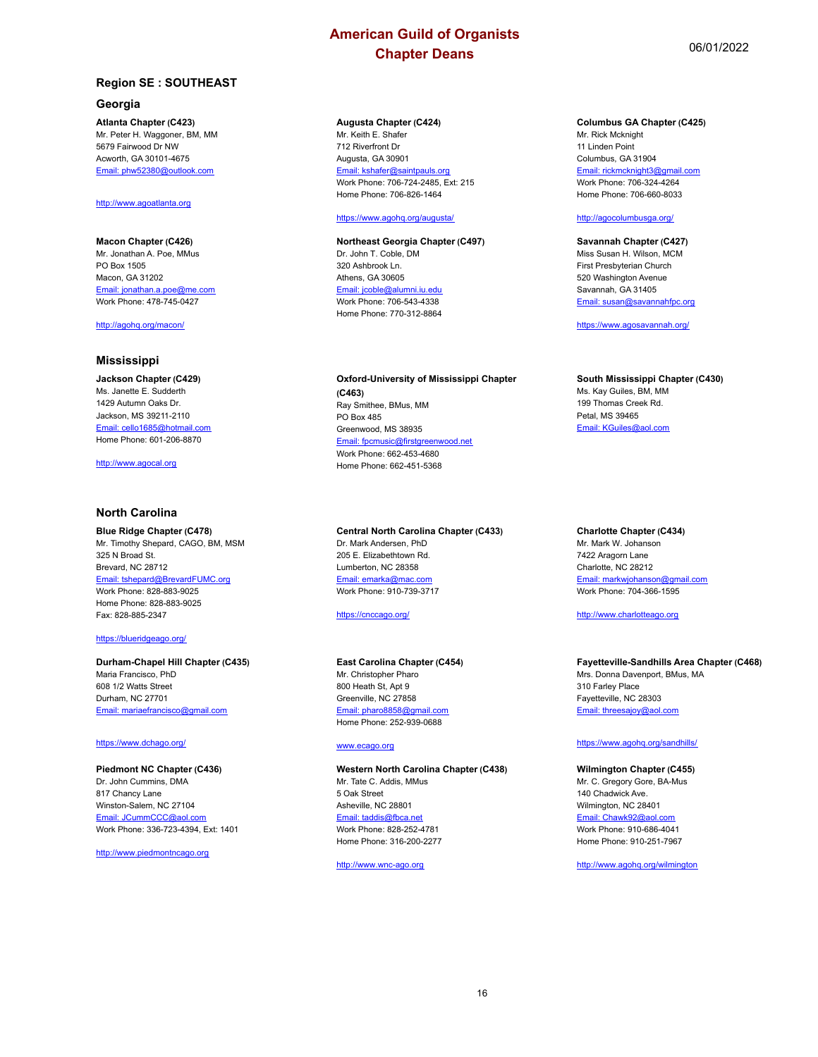# American Guild of Organists
## Chapter Deans

06/01/2022

## Region SE : SOUTHEAST

### Georgia

**Atlanta Chapter (C423)**
Mr. Peter H. Waggoner, BM, MM
5679 Fairwood Dr NW
Acworth, GA 30101-4675
Email: phw52380@outlook.com

http://www.agoatlanta.org

**Augusta Chapter (C424)**
Mr. Keith E. Shafer
712 Riverfront Dr
Augusta, GA 30901
Email: kshafer@saintpauls.org
Work Phone: 706-724-2485, Ext: 215
Home Phone: 706-826-1464

https://www.agohq.org/augusta/

**Columbus GA Chapter (C425)**
Mr. Rick Mcknight
11 Linden Point
Columbus, GA 31904
Email: rickmcknight3@gmail.com
Work Phone: 706-324-4264
Home Phone: 706-660-8033

http://agocolumbusga.org/

**Macon Chapter (C426)**
Mr. Jonathan A. Poe, MMus
PO Box 1505
Macon, GA 31202
Email: jonathan.a.poe@me.com
Work Phone: 478-745-0427

http://agohq.org/macon/

**Northeast Georgia Chapter (C497)**
Dr. John T. Coble, DM
320 Ashbrook Ln.
Athens, GA 30605
Email: jcoble@alumni.iu.edu
Work Phone: 706-543-4338
Home Phone: 770-312-8864

**Savannah Chapter (C427)**
Miss Susan H. Wilson, MCM
First Presbyterian Church
520 Washington Avenue
Savannah, GA 31405
Email: susan@savannahfpc.org

https://www.agosavannah.org/

### Mississippi

**Jackson Chapter (C429)**
Ms. Janette E. Sudderth
1429 Autumn Oaks Dr.
Jackson, MS 39211-2110
Email: cello1685@hotmail.com
Home Phone: 601-206-8870

http://www.agocal.org

**Oxford-University of Mississippi Chapter (C463)**
Ray Smithee, BMus, MM
PO Box 485
Greenwood, MS 38935
Email: fpcmusic@firstgreenwood.net
Work Phone: 662-453-4680
Home Phone: 662-451-5368

**South Mississippi Chapter (C430)**
Ms. Kay Guiles, BM, MM
199 Thomas Creek Rd.
Petal, MS 39465
Email: KGuiles@aol.com

### North Carolina

**Blue Ridge Chapter (C478)**
Mr. Timothy Shepard, CAGO, BM, MSM
325 N Broad St.
Brevard, NC 28712
Email: tshepard@BrevardFUMC.org
Work Phone: 828-883-9025
Home Phone: 828-883-9025
Fax: 828-885-2347

https://blueridgeago.org/

**Central North Carolina Chapter (C433)**
Dr. Mark Andersen, PhD
205 E. Elizabethtown Rd.
Lumberton, NC 28358
Email: emarka@mac.com
Work Phone: 910-739-3717

https://cnccago.org/

**Charlotte Chapter (C434)**
Mr. Mark W. Johanson
7422 Aragorn Lane
Charlotte, NC 28212
Email: markwjohanson@gmail.com
Work Phone: 704-366-1595

http://www.charlotteago.org

**Durham-Chapel Hill Chapter (C435)**
Maria Francisco, PhD
608 1/2 Watts Street
Durham, NC 27701
Email: mariaefrancisco@gmail.com

https://www.dchago.org/

**East Carolina Chapter (C454)**
Mr. Christopher Pharo
800 Heath St, Apt 9
Greenville, NC 27858
Email: pharo8858@gmail.com
Home Phone: 252-939-0688

www.ecago.org

**Fayetteville-Sandhills Area Chapter (C468)**
Mrs. Donna Davenport, BMus, MA
310 Farley Place
Fayetteville, NC 28303
Email: threesajoy@aol.com

https://www.agohq.org/sandhills/

**Piedmont NC Chapter (C436)**
Dr. John Cummins, DMA
817 Chancy Lane
Winston-Salem, NC 27104
Email: JCummCCC@aol.com
Work Phone: 336-723-4394, Ext: 1401

http://www.piedmontncago.org

**Western North Carolina Chapter (C438)**
Mr. Tate C. Addis, MMus
5 Oak Street
Asheville, NC 28801
Email: taddis@fbca.net
Work Phone: 828-252-4781
Home Phone: 316-200-2277

http://www.wnc-ago.org

**Wilmington Chapter (C455)**
Mr. C. Gregory Gore, BA-Mus
140 Chadwick Ave.
Wilmington, NC 28401
Email: Chawk92@aol.com
Work Phone: 910-686-4041
Home Phone: 910-251-7967

http://www.agohq.org/wilmington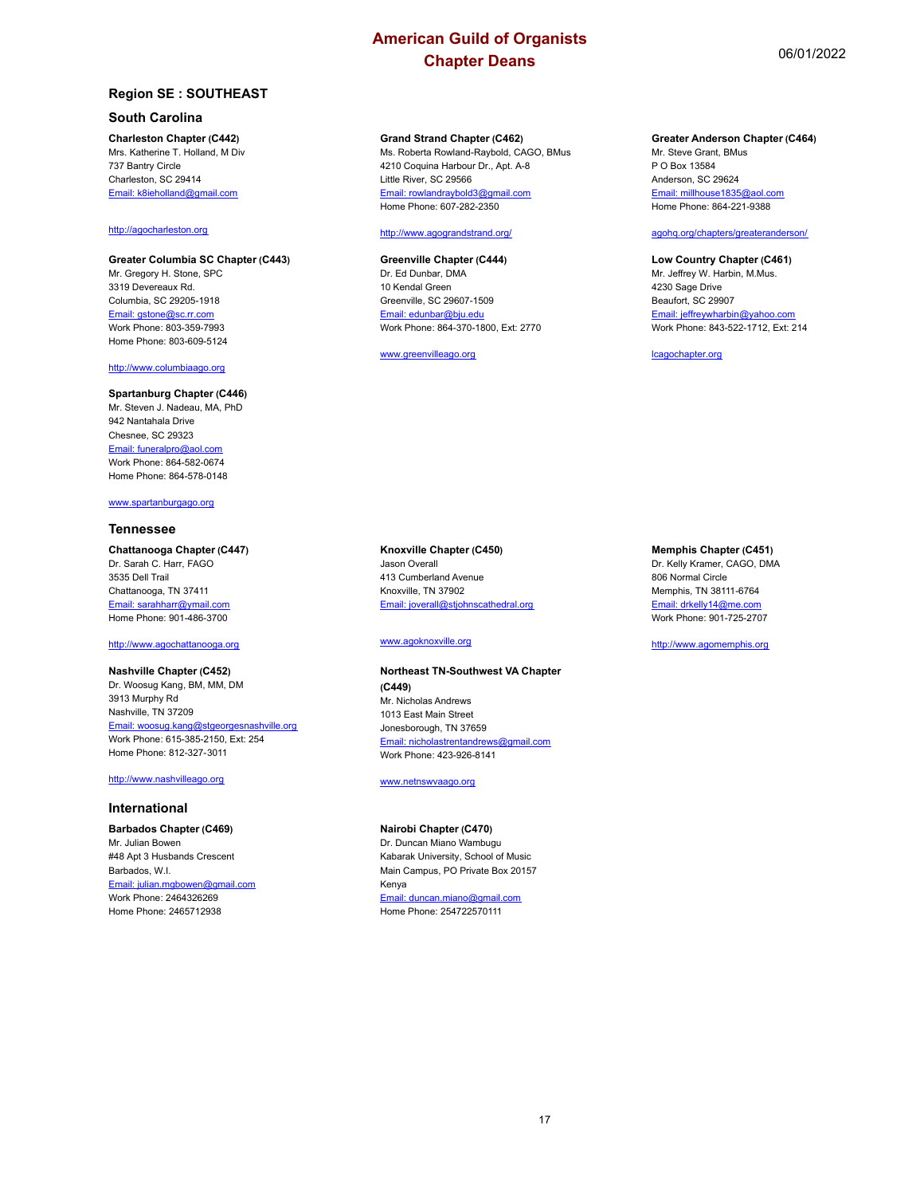# American Guild of Organists
# Chapter Deans

06/01/2022

## Region SE : SOUTHEAST

### South Carolina

**Charleston Chapter (C442)**
Mrs. Katherine T. Holland, M Div
737 Bantry Circle
Charleston, SC 29414
Email: k8ieholland@gmail.com

http://agocharleston.org

**Grand Strand Chapter (C462)**
Ms. Roberta Rowland-Raybold, CAGO, BMus
4210 Coquina Harbour Dr., Apt. A-8
Little River, SC 29566
Email: rowlandraybold3@gmail.com
Home Phone: 607-282-2350

http://www.agograndstrand.org/

**Greater Anderson Chapter (C464)**
Mr. Steve Grant, BMus
P O Box 13584
Anderson, SC 29624
Email: millhouse1835@aol.com
Home Phone: 864-221-9388

agohq.org/chapters/greateranderson/

**Greater Columbia SC Chapter (C443)**
Mr. Gregory H. Stone, SPC
3319 Devereaux Rd.
Columbia, SC 29205-1918
Email: gstone@sc.rr.com
Work Phone: 803-359-7993
Home Phone: 803-609-5124

http://www.columbiaago.org

**Greenville Chapter (C444)**
Dr. Ed Dunbar, DMA
10 Kendal Green
Greenville, SC 29607-1509
Email: edunbar@bju.edu
Work Phone: 864-370-1800, Ext: 2770

www.greenvilleago.org

**Low Country Chapter (C461)**
Mr. Jeffrey W. Harbin, M.Mus.
4230 Sage Drive
Beaufort, SC 29907
Email: jeffreywharbin@yahoo.com
Work Phone: 843-522-1712, Ext: 214

lcagochapter.org

**Spartanburg Chapter (C446)**
Mr. Steven J. Nadeau, MA, PhD
942 Nantahala Drive
Chesnee, SC 29323
Email: funeralpro@aol.com
Work Phone: 864-582-0674
Home Phone: 864-578-0148

www.spartanburgago.org

### Tennessee

**Chattanooga Chapter (C447)**
Dr. Sarah C. Harr, FAGO
3535 Dell Trail
Chattanooga, TN 37411
Email: sarahharr@ymail.com
Home Phone: 901-486-3700

http://www.agochattanooga.org

**Knoxville Chapter (C450)**
Jason Overall
413 Cumberland Avenue
Knoxville, TN 37902
Email: joverall@stjohnscathedral.org

www.agoknoxville.org

**Memphis Chapter (C451)**
Dr. Kelly Kramer, CAGO, DMA
806 Normal Circle
Memphis, TN 38111-6764
Email: drkelly14@me.com
Work Phone: 901-725-2707

http://www.agomemphis.org

**Nashville Chapter (C452)**
Dr. Woosug Kang, BM, MM, DM
3913 Murphy Rd
Nashville, TN 37209
Email: woosug.kang@stgeorgesnashville.org
Work Phone: 615-385-2150, Ext: 254
Home Phone: 812-327-3011

http://www.nashvilleago.org

**Northeast TN-Southwest VA Chapter (C449)**
Mr. Nicholas Andrews
1013 East Main Street
Jonesborough, TN 37659
Email: nicholastrentandrews@gmail.com
Work Phone: 423-926-8141

www.netnswvaago.org

### International

**Barbados Chapter (C469)**
Mr. Julian Bowen
#48 Apt 3 Husbands Crescent
Barbados, W.I.
Email: julian.mgbowen@gmail.com
Work Phone: 2464326269
Home Phone: 2465712938

**Nairobi Chapter (C470)**
Dr. Duncan Miano Wambugu
Kabarak University, School of Music
Main Campus, PO Private Box 20157
Kenya
Email: duncan.miano@gmail.com
Home Phone: 254722570111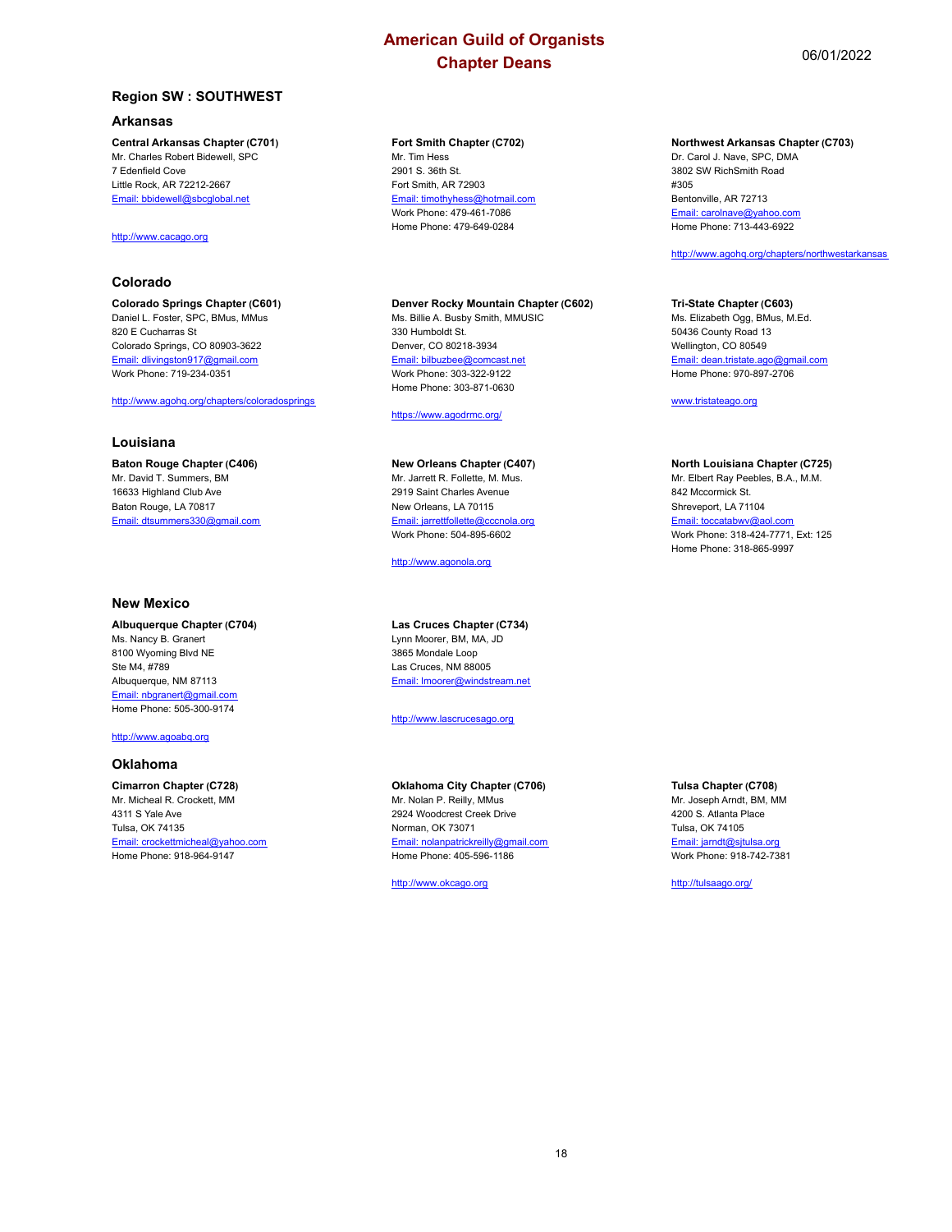# American Guild of Organists
# Chapter Deans

06/01/2022

## Region SW : SOUTHWEST

### Arkansas

**Central Arkansas Chapter (C701)**
Mr. Charles Robert Bidewell, SPC
7 Edenfield Cove
Little Rock, AR 72212-2667
Email: bbidewell@sbcglobal.net

http://www.cacago.org

**Fort Smith Chapter (C702)**
Mr. Tim Hess
2901 S. 36th St.
Fort Smith, AR 72903
Email: timothyhess@hotmail.com
Work Phone: 479-461-7086
Home Phone: 479-649-0284

**Northwest Arkansas Chapter (C703)**
Dr. Carol J. Nave, SPC, DMA
3802 SW RichSmith Road
#305
Bentonville, AR 72713
Email: carolnave@yahoo.com
Home Phone: 713-443-6922

http://www.agohq.org/chapters/northwestarkansas

### Colorado

**Colorado Springs Chapter (C601)**
Daniel L. Foster, SPC, BMus, MMus
820 E Cucharras St
Colorado Springs, CO 80903-3622
Email: dlivingston917@gmail.com
Work Phone: 719-234-0351

http://www.agohq.org/chapters/coloradosprings

**Denver Rocky Mountain Chapter (C602)**
Ms. Billie A. Busby Smith, MMUSIC
330 Humboldt St.
Denver, CO 80218-3934
Email: bilbuzbee@comcast.net
Work Phone: 303-322-9122
Home Phone: 303-871-0630

https://www.agodrmc.org/

**Tri-State Chapter (C603)**
Ms. Elizabeth Ogg, BMus, M.Ed.
50436 County Road 13
Wellington, CO 80549
Email: dean.tristate.ago@gmail.com
Home Phone: 970-897-2706

www.tristateago.org

### Louisiana

**Baton Rouge Chapter (C406)**
Mr. David T. Summers, BM
16633 Highland Club Ave
Baton Rouge, LA 70817
Email: dtsummers330@gmail.com

**New Orleans Chapter (C407)**
Mr. Jarrett R. Follette, M. Mus.
2919 Saint Charles Avenue
New Orleans, LA 70115
Email: jarrettfollette@cccnola.org
Work Phone: 504-895-6602

http://www.agonola.org

**North Louisiana Chapter (C725)**
Mr. Elbert Ray Peebles, B.A., M.M.
842 Mccormick St.
Shreveport, LA 71104
Email: toccatabwv@aol.com
Work Phone: 318-424-7771, Ext: 125
Home Phone: 318-865-9997

### New Mexico

**Albuquerque Chapter (C704)**
Ms. Nancy B. Granert
8100 Wyoming Blvd NE
Ste M4, #789
Albuquerque, NM 87113
Email: nbgranert@gmail.com
Home Phone: 505-300-9174

http://www.agoabq.org

**Las Cruces Chapter (C734)**
Lynn Moorer, BM, MA, JD
3865 Mondale Loop
Las Cruces, NM 88005
Email: lmoorer@windstream.net

http://www.lascrucesago.org

### Oklahoma

**Cimarron Chapter (C728)**
Mr. Micheal R. Crockett, MM
4311 S Yale Ave
Tulsa, OK 74135
Email: crockettmicheal@yahoo.com
Home Phone: 918-964-9147

**Oklahoma City Chapter (C706)**
Mr. Nolan P. Reilly, MMus
2924 Woodcrest Creek Drive
Norman, OK 73071
Email: nolanpatrickreilly@gmail.com
Home Phone: 405-596-1186

http://www.okcago.org

**Tulsa Chapter (C708)**
Mr. Joseph Arndt, BM, MM
4200 S. Atlanta Place
Tulsa, OK 74105
Email: jarndt@sjtulsa.org
Work Phone: 918-742-7381

http://tulsaago.org/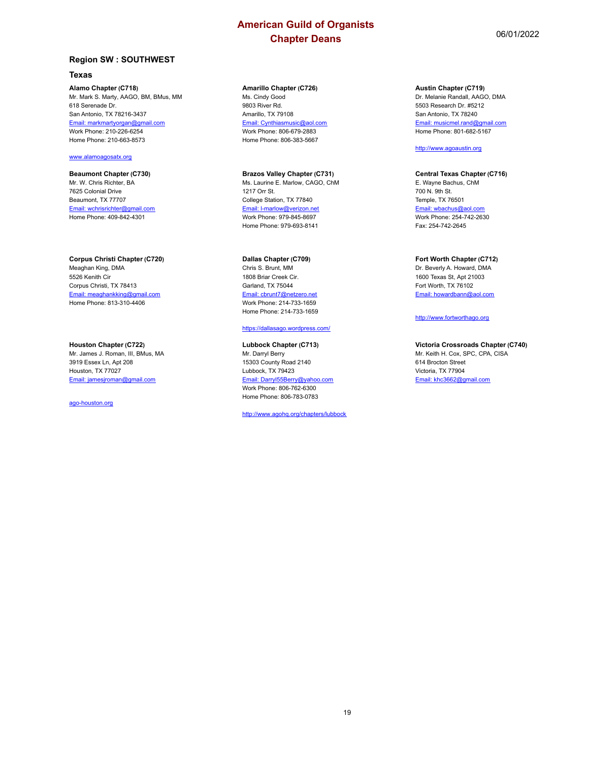# American Guild of Organists
## Chapter Deans

06/01/2022

### Region SW : SOUTHWEST

#### Texas

**Alamo Chapter (C718)**
Mr. Mark S. Marty, AAGO, BM, BMus, MM
618 Serenade Dr.
San Antonio, TX 78216-3437
Email: markmartyorgan@gmail.com
Work Phone: 210-226-6254
Home Phone: 210-663-8573

www.alamoagosatx.org

**Amarillo Chapter (C726)**
Ms. Cindy Good
9803 River Rd.
Amarillo, TX 79108
Email: Cynthiasmusic@aol.com
Work Phone: 806-679-2883
Home Phone: 806-383-5667

**Austin Chapter (C719)**
Dr. Melanie Randall, AAGO, DMA
5503 Research Dr. #5212
San Antonio, TX 78240
Email: musicmel.rand@gmail.com
Home Phone: 801-682-5167

http://www.agoaustin.org

**Beaumont Chapter (C730)**
Mr. W. Chris Richter, BA
7625 Colonial Drive
Beaumont, TX 77707
Email: wchrisrichter@gmail.com
Home Phone: 409-842-4301

**Brazos Valley Chapter (C731)**
Ms. Laurine E. Marlow, CAGO, ChM
1217 Orr St.
College Station, TX 77840
Email: l-marlow@verizon.net
Work Phone: 979-845-8697
Home Phone: 979-693-8141

**Central Texas Chapter (C716)**
E. Wayne Bachus, ChM
700 N. 9th St.
Temple, TX 76501
Email: wbachus@aol.com
Work Phone: 254-742-2630
Fax: 254-742-2645

**Corpus Christi Chapter (C720)**
Meaghan King, DMA
5526 Kenith Cir
Corpus Christi, TX 78413
Email: meaghankking@gmail.com
Home Phone: 813-310-4406

**Dallas Chapter (C709)**
Chris S. Brunt, MM
1808 Briar Creek Cir.
Garland, TX 75044
Email: cbrunt7@netzero.net
Work Phone: 214-733-1659
Home Phone: 214-733-1659

https://dallasago.wordpress.com/

**Fort Worth Chapter (C712)**
Dr. Beverly A. Howard, DMA
1600 Texas St, Apt 21003
Fort Worth, TX 76102
Email: howardbann@aol.com

http://www.fortworthago.org

**Houston Chapter (C722)**
Mr. James J. Roman, III, BMus, MA
3919 Essex Ln, Apt 208
Houston, TX 77027
Email: jamesjroman@gmail.com

ago-houston.org

**Lubbock Chapter (C713)**
Mr. Darryl Berry
15303 County Road 2140
Lubbock, TX 79423
Email: Darryl55Berry@yahoo.com
Work Phone: 806-762-6300
Home Phone: 806-783-0783

http://www.agohq.org/chapters/lubbock

**Victoria Crossroads Chapter (C740)**
Mr. Keith H. Cox, SPC, CPA, CISA
614 Brocton Street
Victoria, TX 77904
Email: khc3662@gmail.com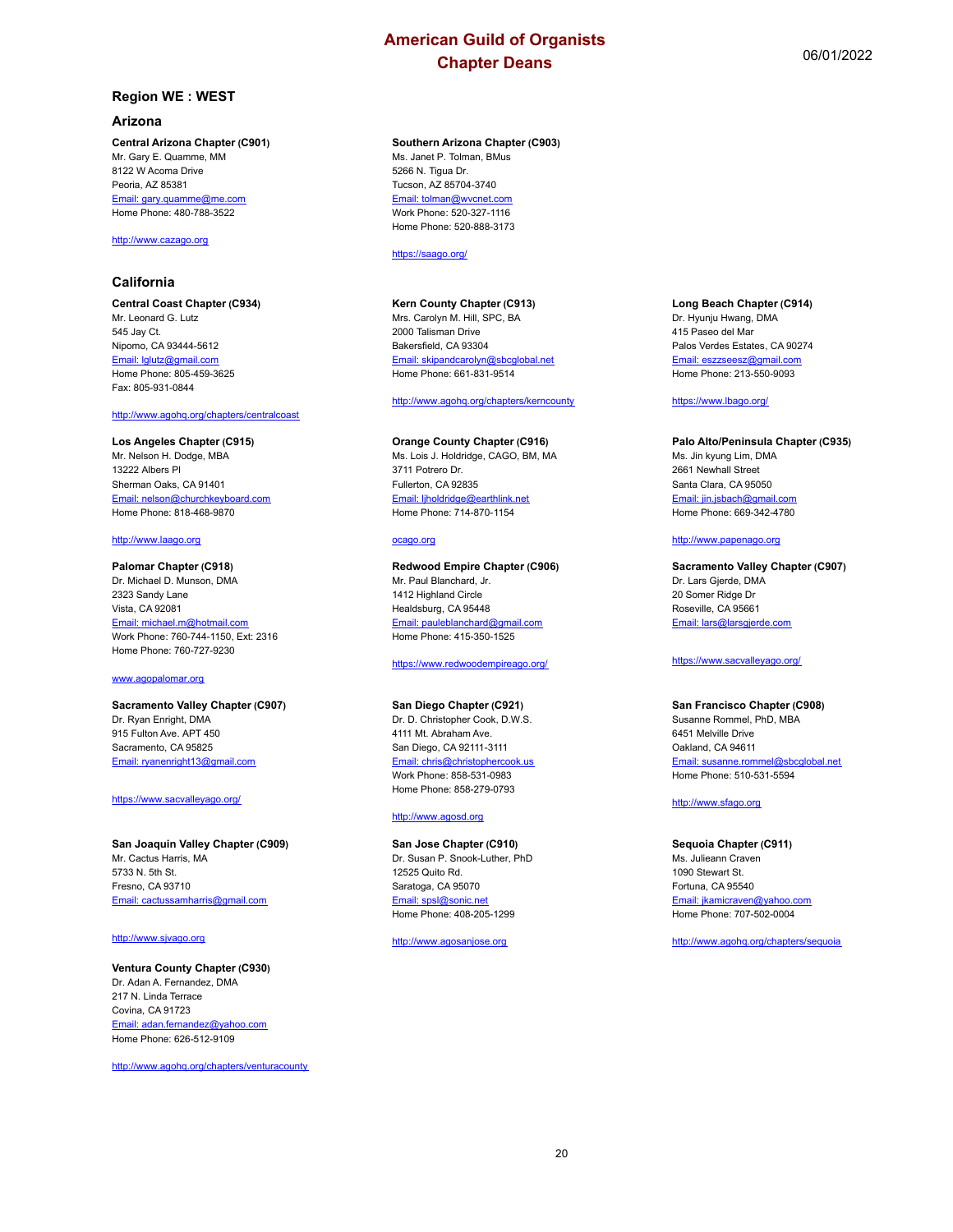# American Guild of Organists
# Chapter Deans

06/01/2022

## Region WE : WEST

### Arizona

**Central Arizona Chapter (C901)**
Mr. Gary E. Quamme, MM
8122 W Acoma Drive
Peoria, AZ 85381
Email: gary.quamme@me.com
Home Phone: 480-788-3522

http://www.cazago.org

**Southern Arizona Chapter (C903)**
Ms. Janet P. Tolman, BMus
5266 N. Tigua Dr.
Tucson, AZ 85704-3740
Email: tolman@wvcnet.com
Work Phone: 520-327-1116
Home Phone: 520-888-3173

https://saago.org/

### California

**Central Coast Chapter (C934)**
Mr. Leonard G. Lutz
545 Jay Ct.
Nipomo, CA 93444-5612
Email: lglutz@gmail.com
Home Phone: 805-459-3625
Fax: 805-931-0844

http://www.agohq.org/chapters/centralcoast

**Kern County Chapter (C913)**
Mrs. Carolyn M. Hill, SPC, BA
2000 Talisman Drive
Bakersfield, CA 93304
Email: skipandcarolyn@sbcglobal.net
Home Phone: 661-831-9514

http://www.agohq.org/chapters/kerncounty

**Long Beach Chapter (C914)**
Dr. Hyunju Hwang, DMA
415 Paseo del Mar
Palos Verdes Estates, CA 90274
Email: eszzseesz@gmail.com
Home Phone: 213-550-9093

https://www.lbago.org/

**Los Angeles Chapter (C915)**
Mr. Nelson H. Dodge, MBA
13222 Albers Pl
Sherman Oaks, CA 91401
Email: nelson@churchkeyboard.com
Home Phone: 818-468-9870

http://www.laago.org

**Orange County Chapter (C916)**
Ms. Lois J. Holdridge, CAGO, BM, MA
3711 Potrero Dr.
Fullerton, CA 92835
Email: ljholdridge@earthlink.net
Home Phone: 714-870-1154

ocago.org

**Palo Alto/Peninsula Chapter (C935)**
Ms. Jin kyung Lim, DMA
2661 Newhall Street
Santa Clara, CA 95050
Email: jin.jsbach@gmail.com
Home Phone: 669-342-4780

http://www.papenago.org

**Palomar Chapter (C918)**
Dr. Michael D. Munson, DMA
2323 Sandy Lane
Vista, CA 92081
Email: michael.m@hotmail.com
Work Phone: 760-744-1150, Ext: 2316
Home Phone: 760-727-9230

www.agopalomar.org

**Redwood Empire Chapter (C906)**
Mr. Paul Blanchard, Jr.
1412 Highland Circle
Healdsburg, CA 95448
Email: pauleblanchard@gmail.com
Home Phone: 415-350-1525

https://www.redwoodempireago.org/

**Sacramento Valley Chapter (C907)**
Dr. Lars Gjerde, DMA
20 Somer Ridge Dr
Roseville, CA 95661
Email: lars@larsgjerde.com

https://www.sacvalleyago.org/

**Sacramento Valley Chapter (C907)**
Dr. Ryan Enright, DMA
915 Fulton Ave. APT 450
Sacramento, CA 95825
Email: ryanenright13@gmail.com

https://www.sacvalleyago.org/

**San Diego Chapter (C921)**
Dr. D. Christopher Cook, D.W.S.
4111 Mt. Abraham Ave.
San Diego, CA 92111-3111
Email: chris@christophercook.us
Work Phone: 858-531-0983
Home Phone: 858-279-0793

http://www.agosd.org

**San Francisco Chapter (C908)**
Susanne Rommel, PhD, MBA
6451 Melville Drive
Oakland, CA 94611
Email: susanne.rommel@sbcglobal.net
Home Phone: 510-531-5594

http://www.sfago.org

**San Joaquin Valley Chapter (C909)**
Mr. Cactus Harris, MA
5733 N. 5th St.
Fresno, CA 93710
Email: cactussamharris@gmail.com

http://www.sjvago.org

**San Jose Chapter (C910)**
Dr. Susan P. Snook-Luther, PhD
12525 Quito Rd.
Saratoga, CA 95070
Email: spsl@sonic.net
Home Phone: 408-205-1299

http://www.agosanjose.org

**Sequoia Chapter (C911)**
Ms. Julieann Craven
1090 Stewart St.
Fortuna, CA 95540
Email: jkamicraven@yahoo.com
Home Phone: 707-502-0004

http://www.agohq.org/chapters/sequoia

**Ventura County Chapter (C930)**
Dr. Adan A. Fernandez, DMA
217 N. Linda Terrace
Covina, CA 91723
Email: adan.fernandez@yahoo.com
Home Phone: 626-512-9109

http://www.agohq.org/chapters/venturacounty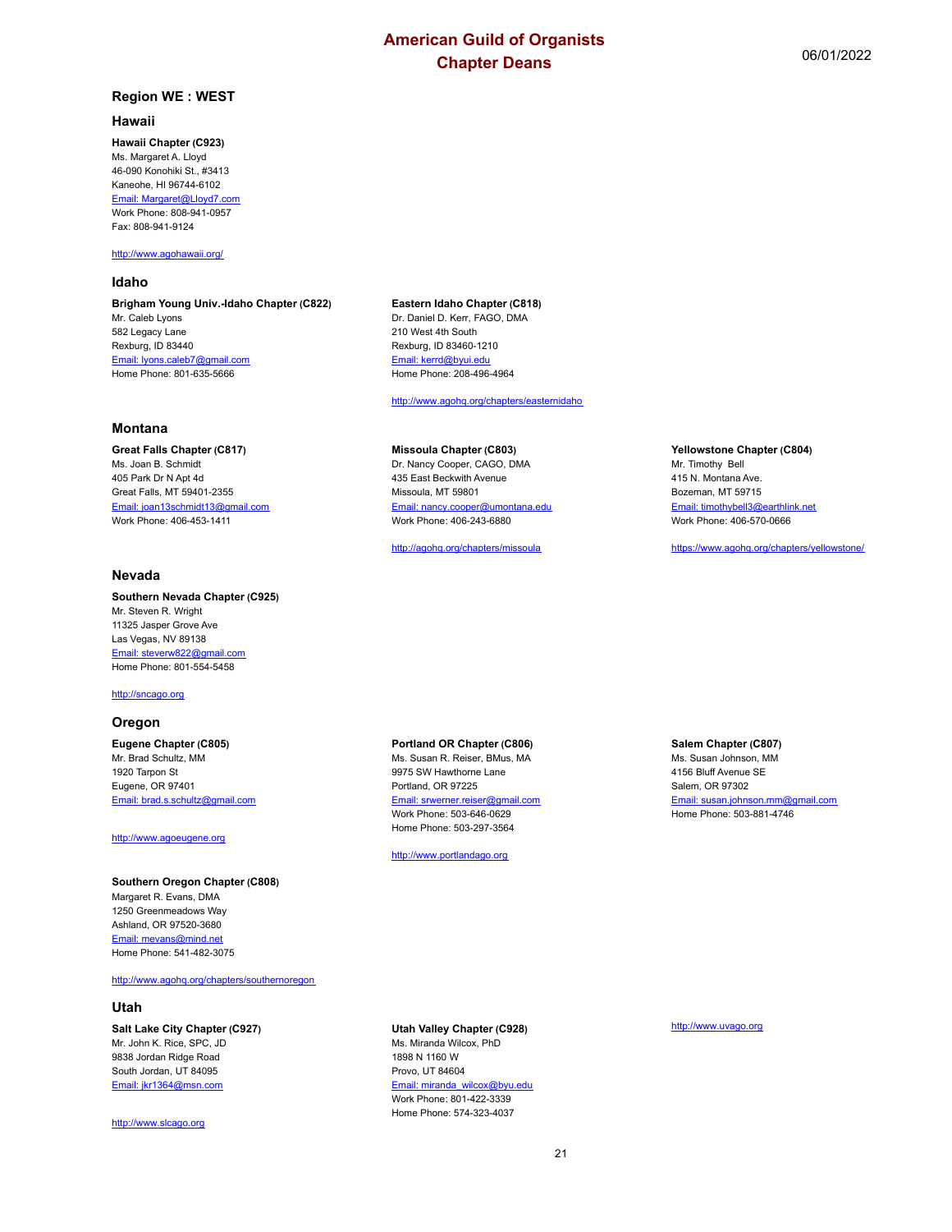# American Guild of Organists
# Chapter Deans

06/01/2022

## Region WE : WEST

### Hawaii

**Hawaii Chapter (C923)**
Ms. Margaret A. Lloyd
46-090 Konohiki St., #3413
Kaneohe, HI 96744-6102
Email: Margaret@Lloyd7.com
Work Phone: 808-941-0957
Fax: 808-941-9124

http://www.agohawaii.org/

### Idaho

**Brigham Young Univ.-Idaho Chapter (C822)**
Mr. Caleb Lyons
582 Legacy Lane
Rexburg, ID 83440
Email: lyons.caleb7@gmail.com
Home Phone: 801-635-5666

**Eastern Idaho Chapter (C818)**
Dr. Daniel D. Kerr, FAGO, DMA
210 West 4th South
Rexburg, ID 83460-1210
Email: kerrd@byui.edu
Home Phone: 208-496-4964

http://www.agohq.org/chapters/easternidaho

### Montana

**Great Falls Chapter (C817)**
Ms. Joan B. Schmidt
405 Park Dr N Apt 4d
Great Falls, MT 59401-2355
Email: joan13schmidt13@gmail.com
Work Phone: 406-453-1411

**Missoula Chapter (C803)**
Dr. Nancy Cooper, CAGO, DMA
435 East Beckwith Avenue
Missoula, MT 59801
Email: nancy.cooper@umontana.edu
Work Phone: 406-243-6880

http://agohq.org/chapters/missoula

**Yellowstone Chapter (C804)**
Mr. Timothy Bell
415 N. Montana Ave.
Bozeman, MT 59715
Email: timothybell3@earthlink.net
Work Phone: 406-570-0666

https://www.agohq.org/chapters/yellowstone/

### Nevada

**Southern Nevada Chapter (C925)**
Mr. Steven R. Wright
11325 Jasper Grove Ave
Las Vegas, NV 89138
Email: steverw822@gmail.com
Home Phone: 801-554-5458

http://sncago.org

### Oregon

**Eugene Chapter (C805)**
Mr. Brad Schultz, MM
1920 Tarpon St
Eugene, OR 97401
Email: brad.s.schultz@gmail.com

http://www.agoeugene.org

**Portland OR Chapter (C806)**
Ms. Susan R. Reiser, BMus, MA
9975 SW Hawthorne Lane
Portland, OR 97225
Email: srwerner.reiser@gmail.com
Work Phone: 503-646-0629
Home Phone: 503-297-3564

http://www.portlandago.org

**Salem Chapter (C807)**
Ms. Susan Johnson, MM
4156 Bluff Avenue SE
Salem, OR 97302
Email: susan.johnson.mm@gmail.com
Home Phone: 503-881-4746

**Southern Oregon Chapter (C808)**
Margaret R. Evans, DMA
1250 Greenmeadows Way
Ashland, OR 97520-3680
Email: mevans@mind.net
Home Phone: 541-482-3075

http://www.agohq.org/chapters/southernoregon

### Utah

**Salt Lake City Chapter (C927)**
Mr. John K. Rice, SPC, JD
9838 Jordan Ridge Road
South Jordan, UT 84095
Email: jkr1364@msn.com

http://www.slcago.org

**Utah Valley Chapter (C928)**
Ms. Miranda Wilcox, PhD
1898 N 1160 W
Provo, UT 84604
Email: miranda_wilcox@byu.edu
Work Phone: 801-422-3339
Home Phone: 574-323-4037

http://www.uvago.org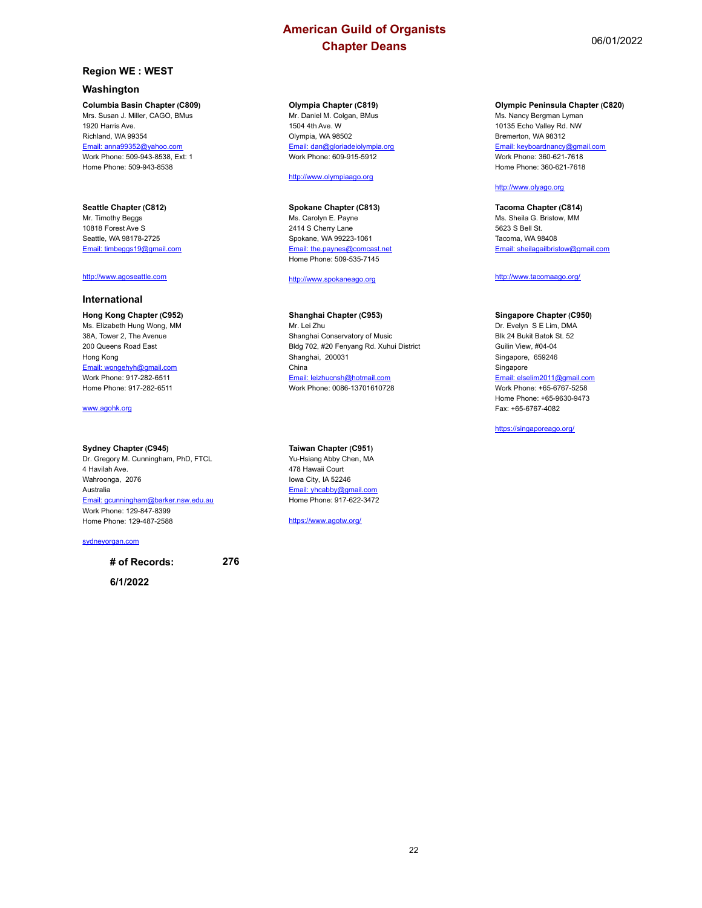# American Guild of Organists
# Chapter Deans

06/01/2022

## Region WE : WEST

### Washington

**Columbia Basin Chapter (C809)**
Mrs. Susan J. Miller, CAGO, BMus
1920 Harris Ave.
Richland, WA 99354
Email: anna99352@yahoo.com
Work Phone: 509-943-8538, Ext: 1
Home Phone: 509-943-8538

**Olympia Chapter (C819)**
Mr. Daniel M. Colgan, BMus
1504 4th Ave. W
Olympia, WA 98502
Email: dan@gloriadeiolympia.org
Work Phone: 609-915-5912

http://www.olympiaago.org

**Olympic Peninsula Chapter (C820)**
Ms. Nancy Bergman Lyman
10135 Echo Valley Rd. NW
Bremerton, WA 98312
Email: keyboardnancy@gmail.com
Work Phone: 360-621-7618
Home Phone: 360-621-7618

http://www.olyago.org

**Seattle Chapter (C812)**
Mr. Timothy Beggs
10818 Forest Ave S
Seattle, WA 98178-2725
Email: timbeggs19@gmail.com

http://www.agoseattle.com

**Spokane Chapter (C813)**
Ms. Carolyn E. Payne
2414 S Cherry Lane
Spokane, WA 99223-1061
Email: the.paynes@comcast.net
Home Phone: 509-535-7145

http://www.spokaneago.org

**Tacoma Chapter (C814)**
Ms. Sheila G. Bristow, MM
5623 S Bell St.
Tacoma, WA 98408
Email: sheilagailbristow@gmail.com

http://www.tacomaago.org/

### International

**Hong Kong Chapter (C952)**
Ms. Elizabeth Hung Wong, MM
38A, Tower 2, The Avenue
200 Queens Road East
Hong Kong
Email: wongehyh@gmail.com
Work Phone: 917-282-6511
Home Phone: 917-282-6511

www.agohk.org

**Shanghai Chapter (C953)**
Mr. Lei Zhu
Shanghai Conservatory of Music
Bldg 702, #20 Fenyang Rd. Xuhui District
Shanghai, 200031
China
Email: leizhucnsh@hotmail.com
Work Phone: 0086-13701610728

**Singapore Chapter (C950)**
Dr. Evelyn S E Lim, DMA
Blk 24 Bukit Batok St. 52
Guilin View, #04-04
Singapore, 659246
Singapore
Email: elselim2011@gmail.com
Work Phone: +65-6767-5258
Home Phone: +65-9630-9473
Fax: +65-6767-4082

https://singaporeago.org/

**Sydney Chapter (C945)**
Dr. Gregory M. Cunningham, PhD, FTCL
4 Havilah Ave.
Wahroonga, 2076
Australia
Email: gcunningham@barker.nsw.edu.au
Work Phone: 129-847-8399
Home Phone: 129-487-2588

sydneyorgan.com

**Taiwan Chapter (C951)**
Yu-Hsiang Abby Chen, MA
478 Hawaii Court
Iowa City, IA 52246
Email: yhcabby@gmail.com
Home Phone: 917-622-3472

https://www.agotw.org/

**# of Records:** **276**

**6/1/2022**